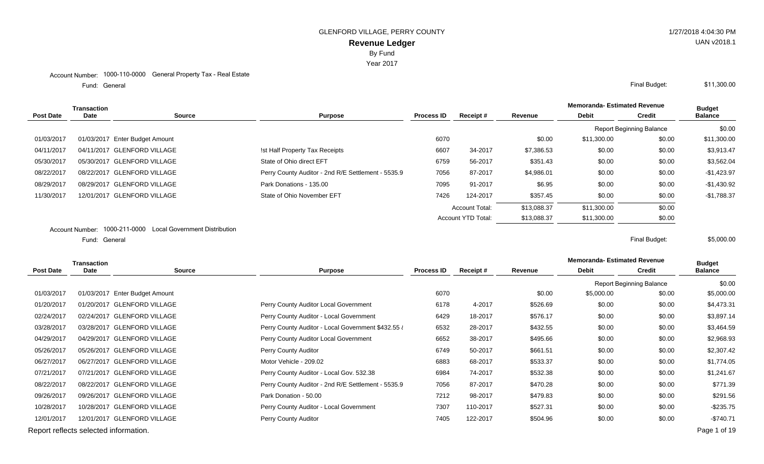GLENFORD VILLAGE, PERRY COUNTY

# Revenue Ledger

By Fund

Year 2017

1/27/2018 4:04:30 PM

UAN v2018.1

Account Number: 1000-110-0000 General Property Tax - Real Estate

Fund: General

Final Budget: $11,300.00

| Post Date | Transaction Date | Source | Purpose | Process ID | Receipt # | Revenue | Memoranda- Estimated Revenue Debit | Memoranda- Estimated Revenue Credit | Budget Balance |
|---|---|---|---|---|---|---|---|---|---|
| | | | | | | | Report Beginning Balance | | $0.00 |
| 01/03/2017 | 01/03/2017 | Enter Budget Amount | | 6070 | | $0.00 | $11,300.00 | $0.00 | $11,300.00 |
| 04/11/2017 | 04/11/2017 | GLENFORD VILLAGE | !st Half Property Tax Receipts | 6607 | 34-2017 | $7,386.53 | $0.00 | $0.00 | $3,913.47 |
| 05/30/2017 | 05/30/2017 | GLENFORD VILLAGE | State of Ohio direct EFT | 6759 | 56-2017 | $351.43 | $0.00 | $0.00 | $3,562.04 |
| 08/22/2017 | 08/22/2017 | GLENFORD VILLAGE | Perry County Auditor - 2nd R/E Settlement - 5535.9 | 7056 | 87-2017 | $4,986.01 | $0.00 | $0.00 | -$1,423.97 |
| 08/29/2017 | 08/29/2017 | GLENFORD VILLAGE | Park Donations - 135.00 | 7095 | 91-2017 | $6.95 | $0.00 | $0.00 | -$1,430.92 |
| 11/30/2017 | 12/01/2017 | GLENFORD VILLAGE | State of Ohio November EFT | 7426 | 124-2017 | $357.45 | $0.00 | $0.00 | -$1,788.37 |
| | | | | | Account Total: | $13,088.37 | $11,300.00 | $0.00 | |
| | | | | | Account YTD Total: | $13,088.37 | $11,300.00 | $0.00 | |

Account Number: 1000-211-0000 Local Government Distribution

Fund: General

Final Budget: $5,000.00

| Post Date | Transaction Date | Source | Purpose | Process ID | Receipt # | Revenue | Memoranda- Estimated Revenue Debit | Memoranda- Estimated Revenue Credit | Budget Balance |
|---|---|---|---|---|---|---|---|---|---|
| | | | | | | | Report Beginning Balance | | $0.00 |
| 01/03/2017 | 01/03/2017 | Enter Budget Amount | | 6070 | | $0.00 | $5,000.00 | $0.00 | $5,000.00 |
| 01/20/2017 | 01/20/2017 | GLENFORD VILLAGE | Perry County Auditor Local Government | 6178 | 4-2017 | $526.69 | $0.00 | $0.00 | $4,473.31 |
| 02/24/2017 | 02/24/2017 | GLENFORD VILLAGE | Perry County Auditor - Local Government | 6429 | 18-2017 | $576.17 | $0.00 | $0.00 | $3,897.14 |
| 03/28/2017 | 03/28/2017 | GLENFORD VILLAGE | Perry County Auditor - Local Government $432.55 & | 6532 | 28-2017 | $432.55 | $0.00 | $0.00 | $3,464.59 |
| 04/29/2017 | 04/29/2017 | GLENFORD VILLAGE | Perry County Auditor Local Government | 6652 | 38-2017 | $495.66 | $0.00 | $0.00 | $2,968.93 |
| 05/26/2017 | 05/26/2017 | GLENFORD VILLAGE | Perry County Auditor | 6749 | 50-2017 | $661.51 | $0.00 | $0.00 | $2,307.42 |
| 06/27/2017 | 06/27/2017 | GLENFORD VILLAGE | Motor Vehicle - 209.02 | 6883 | 68-2017 | $533.37 | $0.00 | $0.00 | $1,774.05 |
| 07/21/2017 | 07/21/2017 | GLENFORD VILLAGE | Perry County Auditor - Local Gov. 532.38 | 6984 | 74-2017 | $532.38 | $0.00 | $0.00 | $1,241.67 |
| 08/22/2017 | 08/22/2017 | GLENFORD VILLAGE | Perry County Auditor - 2nd R/E Settlement - 5535.9 | 7056 | 87-2017 | $470.28 | $0.00 | $0.00 | $771.39 |
| 09/26/2017 | 09/26/2017 | GLENFORD VILLAGE | Park Donation - 50.00 | 7212 | 98-2017 | $479.83 | $0.00 | $0.00 | $291.56 |
| 10/28/2017 | 10/28/2017 | GLENFORD VILLAGE | Perry County Auditor - Local Government | 7307 | 110-2017 | $527.31 | $0.00 | $0.00 | -$235.75 |
| 12/01/2017 | 12/01/2017 | GLENFORD VILLAGE | Perry County Auditor | 7405 | 122-2017 | $504.96 | $0.00 | $0.00 | -$740.71 |

Report reflects selected information.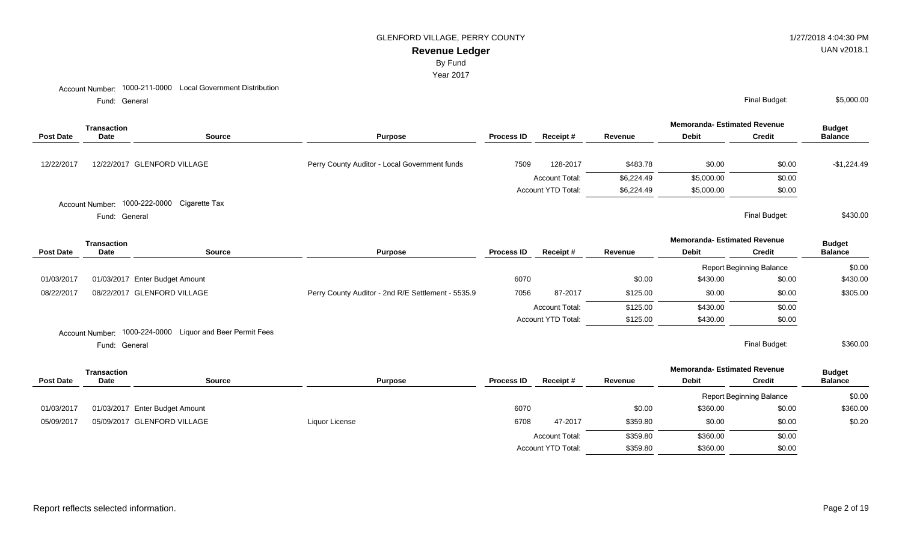GLENFORD VILLAGE, PERRY COUNTY

# Revenue Ledger

By Fund

Year 2017

Account Number: 1000-211-0000 Local Government Distribution

Fund: General

Final Budget: $5,000.00

| Post Date | Transaction Date | Source | Purpose | Process ID | Receipt # | Revenue | Memoranda- Estimated Revenue Debit | Memoranda- Estimated Revenue Credit | Budget Balance |
|---|---|---|---|---|---|---|---|---|---|
| 12/22/2017 | 12/22/2017 | GLENFORD VILLAGE | Perry County Auditor - Local Government funds | 7509 | 128-2017 | $483.78 | $0.00 | $0.00 | -$1,224.49 |
| | | | | | Account Total: | $6,224.49 | $5,000.00 | $0.00 | |
| | | | | | Account YTD Total: | $6,224.49 | $5,000.00 | $0.00 | |

Account Number: 1000-222-0000 Cigarette Tax

Fund: General

Final Budget: $430.00

| Post Date | Transaction Date | Source | Purpose | Process ID | Receipt # | Revenue | Memoranda- Estimated Revenue Debit | Memoranda- Estimated Revenue Credit | Budget Balance |
|---|---|---|---|---|---|---|---|---|---|
| | | | | | | | Report Beginning Balance | | $0.00 |
| 01/03/2017 | 01/03/2017 | Enter Budget Amount | | 6070 | | $0.00 | $430.00 | $0.00 | $430.00 |
| 08/22/2017 | 08/22/2017 | GLENFORD VILLAGE | Perry County Auditor - 2nd R/E Settlement - 5535.9 | 7056 | 87-2017 | $125.00 | $0.00 | $0.00 | $305.00 |
| | | | | | Account Total: | $125.00 | $430.00 | $0.00 | |
| | | | | | Account YTD Total: | $125.00 | $430.00 | $0.00 | |

Account Number: 1000-224-0000 Liquor and Beer Permit Fees

Fund: General

Final Budget: $360.00

| Post Date | Transaction Date | Source | Purpose | Process ID | Receipt # | Revenue | Memoranda- Estimated Revenue Debit | Memoranda- Estimated Revenue Credit | Budget Balance |
|---|---|---|---|---|---|---|---|---|---|
| | | | | | | | Report Beginning Balance | | $0.00 |
| 01/03/2017 | 01/03/2017 | Enter Budget Amount | | 6070 | | $0.00 | $360.00 | $0.00 | $360.00 |
| 05/09/2017 | 05/09/2017 | GLENFORD VILLAGE | Liquor License | 6708 | 47-2017 | $359.80 | $0.00 | $0.00 | $0.20 |
| | | | | | Account Total: | $359.80 | $360.00 | $0.00 | |
| | | | | | Account YTD Total: | $359.80 | $360.00 | $0.00 | |

Report reflects selected information.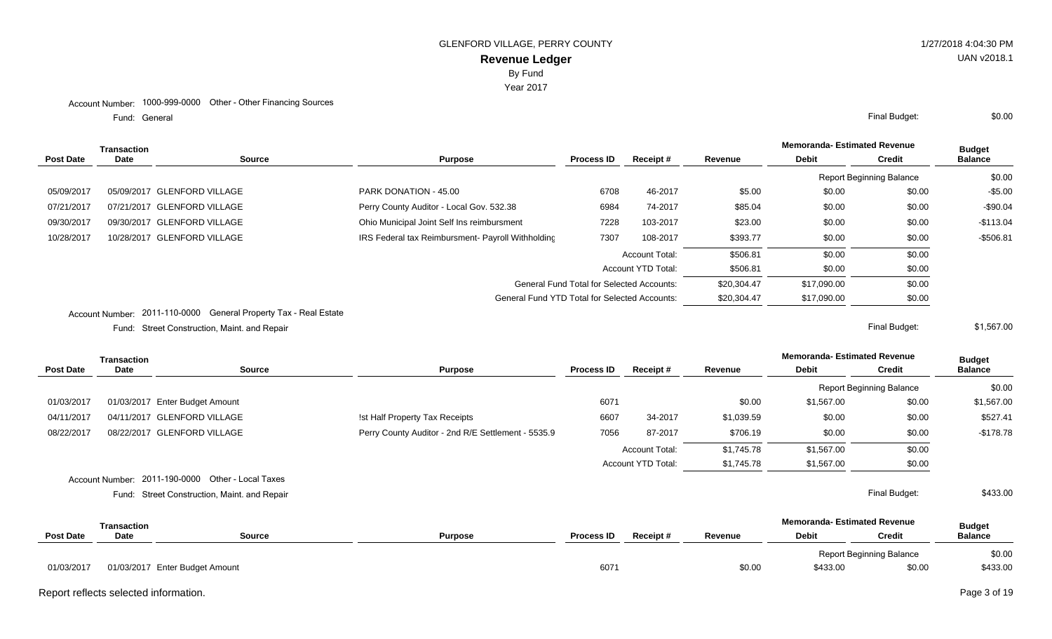GLENFORD VILLAGE, PERRY COUNTY

**Revenue Ledger**

By Fund

Year 2017

1/27/2018 4:04:30 PM

UAN v2018.1

Account Number: 1000-999-0000 Other - Other Financing Sources

Fund: General

Final Budget: $0.00

| Post Date | Transaction Date | Source | Purpose | Process ID | Receipt # | Revenue | Memoranda- Estimated Revenue Debit | Memoranda- Estimated Revenue Credit | Budget Balance |
|---|---|---|---|---|---|---|---|---|---|
| | | | | | | | Report Beginning Balance | | $0.00 |
| 05/09/2017 | 05/09/2017 | GLENFORD VILLAGE | PARK DONATION - 45.00 | 6708 | 46-2017 | $5.00 | $0.00 | $0.00 | -$5.00 |
| 07/21/2017 | 07/21/2017 | GLENFORD VILLAGE | Perry County Auditor - Local Gov. 532.38 | 6984 | 74-2017 | $85.04 | $0.00 | $0.00 | -$90.04 |
| 09/30/2017 | 09/30/2017 | GLENFORD VILLAGE | Ohio Municipal Joint Self Ins reimbursment | 7228 | 103-2017 | $23.00 | $0.00 | $0.00 | -$113.04 |
| 10/28/2017 | 10/28/2017 | GLENFORD VILLAGE | IRS Federal tax Reimbursment- Payroll Withholding | 7307 | 108-2017 | $393.77 | $0.00 | $0.00 | -$506.81 |
| | | | | | Account Total: | $506.81 | $0.00 | $0.00 | |
| | | | | | Account YTD Total: | $506.81 | $0.00 | $0.00 | |
| | | | General Fund Total for Selected Accounts: | | | $20,304.47 | $17,090.00 | $0.00 | |
| | | | General Fund YTD Total for Selected Accounts: | | | $20,304.47 | $17,090.00 | $0.00 | |

Account Number: 2011-110-0000 General Property Tax - Real Estate

Fund: Street Construction, Maint. and Repair

Final Budget: $1,567.00

| Post Date | Transaction Date | Source | Purpose | Process ID | Receipt # | Revenue | Memoranda- Estimated Revenue Debit | Memoranda- Estimated Revenue Credit | Budget Balance |
|---|---|---|---|---|---|---|---|---|---|
| | | | | | | | Report Beginning Balance | | $0.00 |
| 01/03/2017 | 01/03/2017 | Enter Budget Amount | | 6071 | | $0.00 | $1,567.00 | $0.00 | $1,567.00 |
| 04/11/2017 | 04/11/2017 | GLENFORD VILLAGE | !st Half Property Tax Receipts | 6607 | 34-2017 | $1,039.59 | $0.00 | $0.00 | $527.41 |
| 08/22/2017 | 08/22/2017 | GLENFORD VILLAGE | Perry County Auditor - 2nd R/E Settlement - 5535.9 | 7056 | 87-2017 | $706.19 | $0.00 | $0.00 | -$178.78 |
| | | | | | Account Total: | $1,745.78 | $1,567.00 | $0.00 | |
| | | | | | Account YTD Total: | $1,745.78 | $1,567.00 | $0.00 | |

Account Number: 2011-190-0000 Other - Local Taxes

Fund: Street Construction, Maint. and Repair

Final Budget: $433.00

| Post Date | Transaction Date | Source | Purpose | Process ID | Receipt # | Revenue | Memoranda- Estimated Revenue Debit | Memoranda- Estimated Revenue Credit | Budget Balance |
|---|---|---|---|---|---|---|---|---|---|
| | | | | | | | Report Beginning Balance | | $0.00 |
| 01/03/2017 | 01/03/2017 | Enter Budget Amount | | 6071 | | $0.00 | $433.00 | $0.00 | $433.00 |

Report reflects selected information.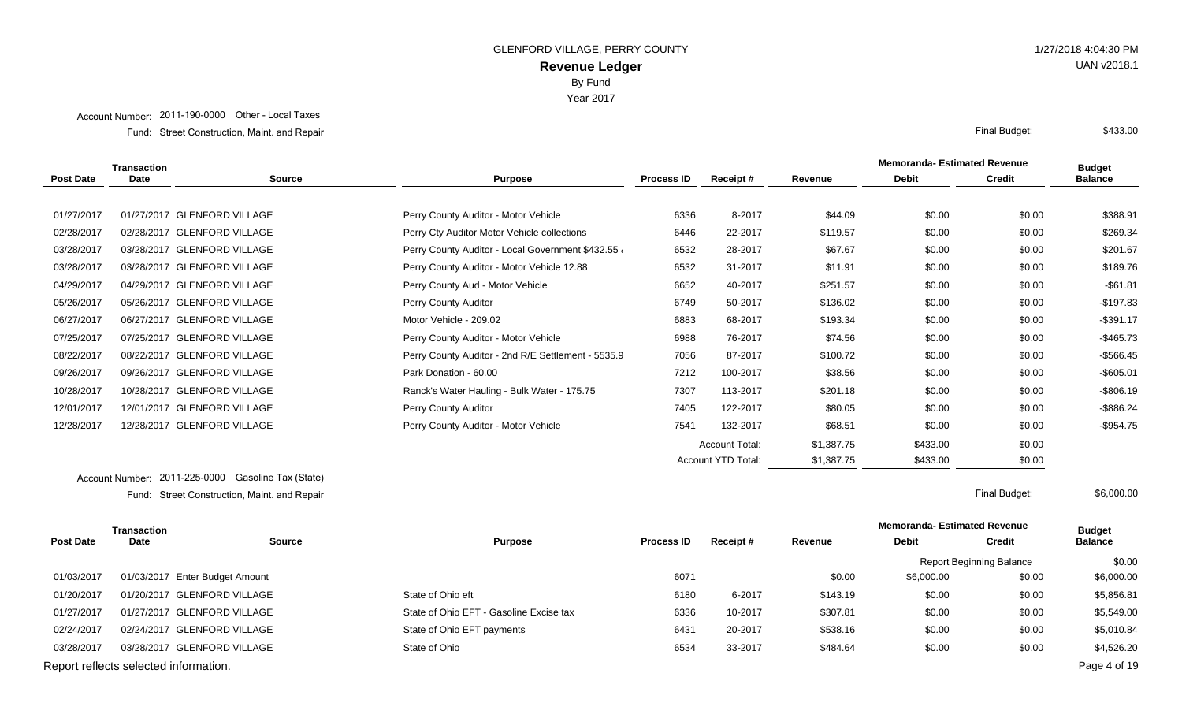GLENFORD VILLAGE, PERRY COUNTY

1/27/2018 4:04:30 PM

UAN v2018.1

# Revenue Ledger

By Fund

Year 2017

Account Number: 2011-190-0000 Other - Local Taxes

Fund: Street Construction, Maint. and Repair

Final Budget: $433.00

| Post Date | Transaction Date | Source | Purpose | Process ID | Receipt # | Revenue | Memoranda- Estimated Revenue Debit | Memoranda- Estimated Revenue Credit | Budget Balance |
|---|---|---|---|---|---|---|---|---|---|
| 01/27/2017 | 01/27/2017 | GLENFORD VILLAGE | Perry County Auditor - Motor Vehicle | 6336 | 8-2017 | $44.09 | $0.00 | $0.00 | $388.91 |
| 02/28/2017 | 02/28/2017 | GLENFORD VILLAGE | Perry Cty Auditor Motor Vehicle collections | 6446 | 22-2017 | $119.57 | $0.00 | $0.00 | $269.34 |
| 03/28/2017 | 03/28/2017 | GLENFORD VILLAGE | Perry County Auditor - Local Government $432.55 & | 6532 | 28-2017 | $67.67 | $0.00 | $0.00 | $201.67 |
| 03/28/2017 | 03/28/2017 | GLENFORD VILLAGE | Perry County Auditor - Motor Vehicle 12.88 | 6532 | 31-2017 | $11.91 | $0.00 | $0.00 | $189.76 |
| 04/29/2017 | 04/29/2017 | GLENFORD VILLAGE | Perry County Aud - Motor Vehicle | 6652 | 40-2017 | $251.57 | $0.00 | $0.00 | -$61.81 |
| 05/26/2017 | 05/26/2017 | GLENFORD VILLAGE | Perry County Auditor | 6749 | 50-2017 | $136.02 | $0.00 | $0.00 | -$197.83 |
| 06/27/2017 | 06/27/2017 | GLENFORD VILLAGE | Motor Vehicle - 209.02 | 6883 | 68-2017 | $193.34 | $0.00 | $0.00 | -$391.17 |
| 07/25/2017 | 07/25/2017 | GLENFORD VILLAGE | Perry County Auditor - Motor Vehicle | 6988 | 76-2017 | $74.56 | $0.00 | $0.00 | -$465.73 |
| 08/22/2017 | 08/22/2017 | GLENFORD VILLAGE | Perry County Auditor - 2nd R/E Settlement - 5535.9 | 7056 | 87-2017 | $100.72 | $0.00 | $0.00 | -$566.45 |
| 09/26/2017 | 09/26/2017 | GLENFORD VILLAGE | Park Donation - 60.00 | 7212 | 100-2017 | $38.56 | $0.00 | $0.00 | -$605.01 |
| 10/28/2017 | 10/28/2017 | GLENFORD VILLAGE | Ranck's Water Hauling - Bulk Water - 175.75 | 7307 | 113-2017 | $201.18 | $0.00 | $0.00 | -$806.19 |
| 12/01/2017 | 12/01/2017 | GLENFORD VILLAGE | Perry County Auditor | 7405 | 122-2017 | $80.05 | $0.00 | $0.00 | -$886.24 |
| 12/28/2017 | 12/28/2017 | GLENFORD VILLAGE | Perry County Auditor - Motor Vehicle | 7541 | 132-2017 | $68.51 | $0.00 | $0.00 | -$954.75 |
| | | | | | Account Total: | $1,387.75 | $433.00 | $0.00 | |
| | | | | | Account YTD Total: | $1,387.75 | $433.00 | $0.00 | |

Account Number: 2011-225-0000 Gasoline Tax (State)

Fund: Street Construction, Maint. and Repair

Final Budget: $6,000.00

| Post Date | Transaction Date | Source | Purpose | Process ID | Receipt # | Revenue | Memoranda- Estimated Revenue Debit | Memoranda- Estimated Revenue Credit | Budget Balance |
|---|---|---|---|---|---|---|---|---|---|
| | | | | | | | Report Beginning Balance | | $0.00 |
| 01/03/2017 | 01/03/2017 | Enter Budget Amount | | 6071 | | $0.00 | $6,000.00 | $0.00 | $6,000.00 |
| 01/20/2017 | 01/20/2017 | GLENFORD VILLAGE | State of Ohio eft | 6180 | 6-2017 | $143.19 | $0.00 | $0.00 | $5,856.81 |
| 01/27/2017 | 01/27/2017 | GLENFORD VILLAGE | State of Ohio EFT - Gasoline Excise tax | 6336 | 10-2017 | $307.81 | $0.00 | $0.00 | $5,549.00 |
| 02/24/2017 | 02/24/2017 | GLENFORD VILLAGE | State of Ohio EFT payments | 6431 | 20-2017 | $538.16 | $0.00 | $0.00 | $5,010.84 |
| 03/28/2017 | 03/28/2017 | GLENFORD VILLAGE | State of Ohio | 6534 | 33-2017 | $484.64 | $0.00 | $0.00 | $4,526.20 |

Report reflects selected information.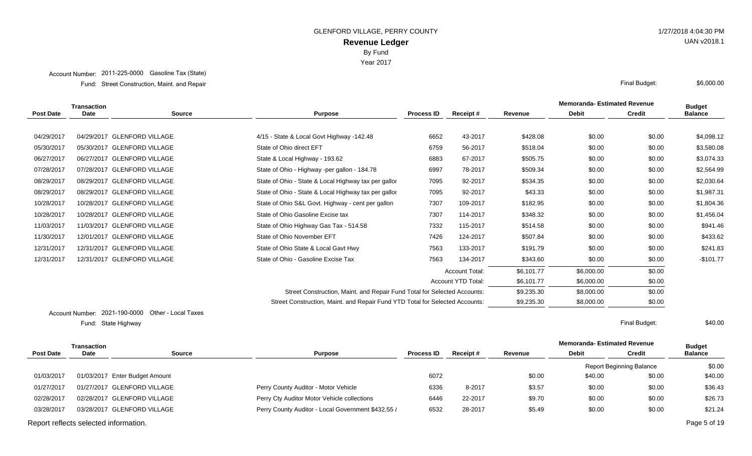GLENFORD VILLAGE, PERRY COUNTY

1/27/2018 4:04:30 PM

UAN v2018.1

# Revenue Ledger

By Fund

Year 2017

Account Number: 2011-225-0000 Gasoline Tax (State)

Fund: Street Construction, Maint. and Repair

Final Budget: $6,000.00

| Post Date | Transaction Date | Source | Purpose | Process ID | Receipt # | Revenue | Memoranda- Estimated Revenue Debit | Memoranda- Estimated Revenue Credit | Budget Balance |
|---|---|---|---|---|---|---|---|---|---|
| 04/29/2017 | 04/29/2017 | GLENFORD VILLAGE | 4/15 - State & Local Govt Highway -142.48 | 6652 | 43-2017 | $428.08 | $0.00 | $0.00 | $4,098.12 |
| 05/30/2017 | 05/30/2017 | GLENFORD VILLAGE | State of Ohio direct EFT | 6759 | 56-2017 | $518.04 | $0.00 | $0.00 | $3,580.08 |
| 06/27/2017 | 06/27/2017 | GLENFORD VILLAGE | State & Local Highway - 193.62 | 6883 | 67-2017 | $505.75 | $0.00 | $0.00 | $3,074.33 |
| 07/28/2017 | 07/28/2017 | GLENFORD VILLAGE | State of Ohio - Highway -per gallon - 184.78 | 6997 | 78-2017 | $509.34 | $0.00 | $0.00 | $2,564.99 |
| 08/29/2017 | 08/29/2017 | GLENFORD VILLAGE | State of Ohio - State & Local Highway tax per gallor | 7095 | 92-2017 | $534.35 | $0.00 | $0.00 | $2,030.64 |
| 08/29/2017 | 08/29/2017 | GLENFORD VILLAGE | State of Ohio - State & Local Highway tax per gallor | 7095 | 92-2017 | $43.33 | $0.00 | $0.00 | $1,987.31 |
| 10/28/2017 | 10/28/2017 | GLENFORD VILLAGE | State of Ohio S&L Govt. Highway - cent per gallon | 7307 | 109-2017 | $182.95 | $0.00 | $0.00 | $1,804.36 |
| 10/28/2017 | 10/28/2017 | GLENFORD VILLAGE | State of Ohio Gasoline Excise tax | 7307 | 114-2017 | $348.32 | $0.00 | $0.00 | $1,456.04 |
| 11/03/2017 | 11/03/2017 | GLENFORD VILLAGE | State of Ohio Highway Gas Tax - 514.58 | 7332 | 115-2017 | $514.58 | $0.00 | $0.00 | $941.46 |
| 11/30/2017 | 12/01/2017 | GLENFORD VILLAGE | State of Ohio November EFT | 7426 | 124-2017 | $507.84 | $0.00 | $0.00 | $433.62 |
| 12/31/2017 | 12/31/2017 | GLENFORD VILLAGE | State of Ohio State & Local Gavt Hwy | 7563 | 133-2017 | $191.79 | $0.00 | $0.00 | $241.83 |
| 12/31/2017 | 12/31/2017 | GLENFORD VILLAGE | State of Ohio - Gasoline Excise Tax | 7563 | 134-2017 | $343.60 | $0.00 | $0.00 | -$101.77 |
| | | | | | Account Total: | $6,101.77 | $6,000.00 | $0.00 | |
| | | | | | Account YTD Total: | $6,101.77 | $6,000.00 | $0.00 | |
| | | | Street Construction, Maint. and Repair Fund Total for Selected Accounts: | | | $9,235.30 | $8,000.00 | $0.00 | |
| | | | Street Construction, Maint. and Repair Fund YTD Total for Selected Accounts: | | | $9,235.30 | $8,000.00 | $0.00 | |

Account Number: 2021-190-0000 Other - Local Taxes

Fund: State Highway

Final Budget: $40.00

| Post Date | Transaction Date | Source | Purpose | Process ID | Receipt # | Revenue | Memoranda- Estimated Revenue Debit | Memoranda- Estimated Revenue Credit | Budget Balance |
|---|---|---|---|---|---|---|---|---|---|
| | | | | | | | Report Beginning Balance | | $0.00 |
| 01/03/2017 | 01/03/2017 | Enter Budget Amount | | 6072 | | $0.00 | $40.00 | $0.00 | $40.00 |
| 01/27/2017 | 01/27/2017 | GLENFORD VILLAGE | Perry County Auditor - Motor Vehicle | 6336 | 8-2017 | $3.57 | $0.00 | $0.00 | $36.43 |
| 02/28/2017 | 02/28/2017 | GLENFORD VILLAGE | Perry Cty Auditor Motor Vehicle collections | 6446 | 22-2017 | $9.70 | $0.00 | $0.00 | $26.73 |
| 03/28/2017 | 03/28/2017 | GLENFORD VILLAGE | Perry County Auditor - Local Government $432.55 ‹ | 6532 | 28-2017 | $5.49 | $0.00 | $0.00 | $21.24 |

Report reflects selected information.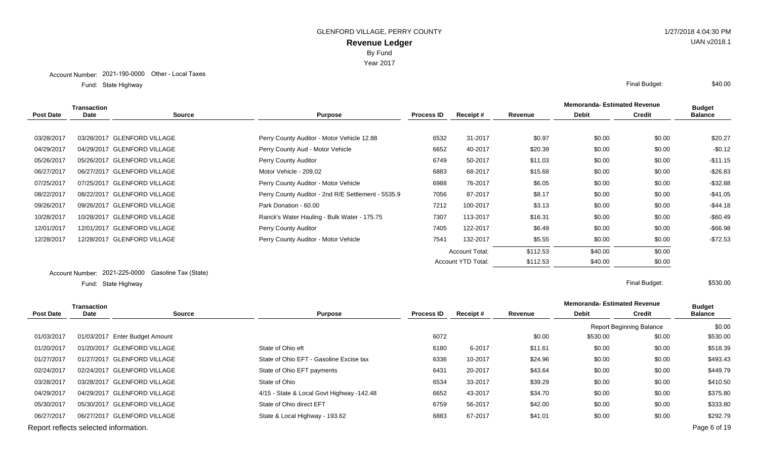GLENFORD VILLAGE, PERRY COUNTY

# Revenue Ledger

By Fund

Year 2017

1/27/2018 4:04:30 PM

UAN v2018.1

Account Number: 2021-190-0000 Other - Local Taxes

Fund: State Highway

Final Budget: $40.00

| Post Date | Transaction Date | Source | Purpose | Process ID | Receipt # | Revenue | Memoranda- Estimated Revenue Debit | Memoranda- Estimated Revenue Credit | Budget Balance |
|---|---|---|---|---|---|---|---|---|---|
| 03/28/2017 | 03/28/2017 | GLENFORD VILLAGE | Perry County Auditor - Motor Vehicle 12.88 | 6532 | 31-2017 | $0.97 | $0.00 | $0.00 | $20.27 |
| 04/29/2017 | 04/29/2017 | GLENFORD VILLAGE | Perry County Aud - Motor Vehicle | 6652 | 40-2017 | $20.39 | $0.00 | $0.00 | -$0.12 |
| 05/26/2017 | 05/26/2017 | GLENFORD VILLAGE | Perry County Auditor | 6749 | 50-2017 | $11.03 | $0.00 | $0.00 | -$11.15 |
| 06/27/2017 | 06/27/2017 | GLENFORD VILLAGE | Motor Vehicle - 209.02 | 6883 | 68-2017 | $15.68 | $0.00 | $0.00 | -$26.83 |
| 07/25/2017 | 07/25/2017 | GLENFORD VILLAGE | Perry County Auditor - Motor Vehicle | 6988 | 76-2017 | $6.05 | $0.00 | $0.00 | -$32.88 |
| 08/22/2017 | 08/22/2017 | GLENFORD VILLAGE | Perry County Auditor - 2nd R/E Settlement - 5535.9 | 7056 | 87-2017 | $8.17 | $0.00 | $0.00 | -$41.05 |
| 09/26/2017 | 09/26/2017 | GLENFORD VILLAGE | Park Donation - 60.00 | 7212 | 100-2017 | $3.13 | $0.00 | $0.00 | -$44.18 |
| 10/28/2017 | 10/28/2017 | GLENFORD VILLAGE | Ranck's Water Hauling - Bulk Water - 175.75 | 7307 | 113-2017 | $16.31 | $0.00 | $0.00 | -$60.49 |
| 12/01/2017 | 12/01/2017 | GLENFORD VILLAGE | Perry County Auditor | 7405 | 122-2017 | $6.49 | $0.00 | $0.00 | -$66.98 |
| 12/28/2017 | 12/28/2017 | GLENFORD VILLAGE | Perry County Auditor - Motor Vehicle | 7541 | 132-2017 | $5.55 | $0.00 | $0.00 | -$72.53 |
| | | | | | Account Total: | $112.53 | $40.00 | $0.00 | |
| | | | | | Account YTD Total: | $112.53 | $40.00 | $0.00 | |

Account Number: 2021-225-0000 Gasoline Tax (State)

Fund: State Highway

Final Budget: $530.00

| Post Date | Transaction Date | Source | Purpose | Process ID | Receipt # | Revenue | Memoranda- Estimated Revenue Debit | Memoranda- Estimated Revenue Credit | Budget Balance |
|---|---|---|---|---|---|---|---|---|---|
| | | | | | | | Report Beginning Balance | | $0.00 |
| 01/03/2017 | 01/03/2017 | Enter Budget Amount | | 6072 | | $0.00 | $530.00 | $0.00 | $530.00 |
| 01/20/2017 | 01/20/2017 | GLENFORD VILLAGE | State of Ohio eft | 6180 | 6-2017 | $11.61 | $0.00 | $0.00 | $518.39 |
| 01/27/2017 | 01/27/2017 | GLENFORD VILLAGE | State of Ohio EFT - Gasoline Excise tax | 6336 | 10-2017 | $24.96 | $0.00 | $0.00 | $493.43 |
| 02/24/2017 | 02/24/2017 | GLENFORD VILLAGE | State of Ohio EFT payments | 6431 | 20-2017 | $43.64 | $0.00 | $0.00 | $449.79 |
| 03/28/2017 | 03/28/2017 | GLENFORD VILLAGE | State of Ohio | 6534 | 33-2017 | $39.29 | $0.00 | $0.00 | $410.50 |
| 04/29/2017 | 04/29/2017 | GLENFORD VILLAGE | 4/15 - State & Local Govt Highway -142.48 | 6652 | 43-2017 | $34.70 | $0.00 | $0.00 | $375.80 |
| 05/30/2017 | 05/30/2017 | GLENFORD VILLAGE | State of Ohio direct EFT | 6759 | 56-2017 | $42.00 | $0.00 | $0.00 | $333.80 |
| 06/27/2017 | 06/27/2017 | GLENFORD VILLAGE | State & Local Highway - 193.62 | 6883 | 67-2017 | $41.01 | $0.00 | $0.00 | $292.79 |

Report reflects selected information.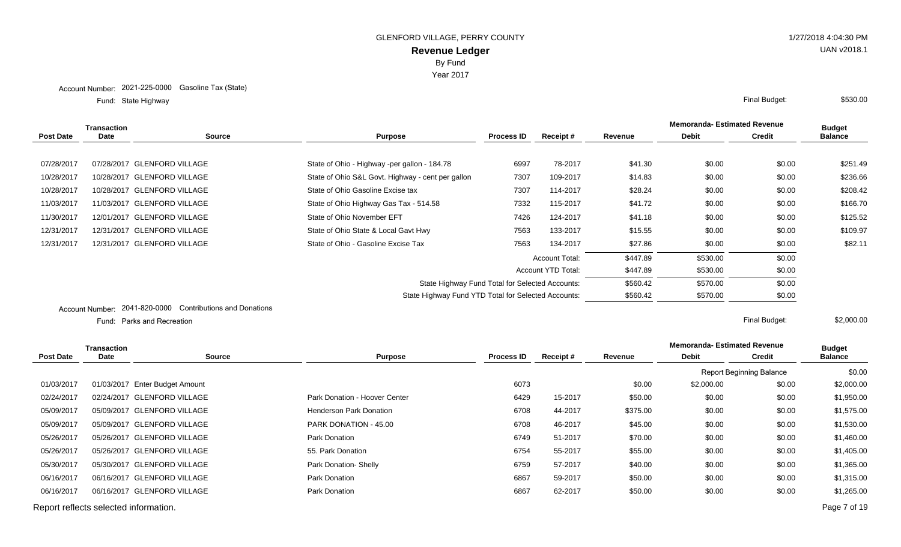GLENFORD VILLAGE, PERRY COUNTY

**Revenue Ledger**

By Fund

Year 2017

1/27/2018 4:04:30 PM

UAN v2018.1

Account Number: 2021-225-0000 Gasoline Tax (State)

Fund: State Highway

Final Budget: $530.00

| Post Date | Transaction Date | Source | Purpose | Process ID | Receipt # | Revenue | Memoranda- Estimated Revenue Debit | Memoranda- Estimated Revenue Credit | Budget Balance |
|---|---|---|---|---|---|---|---|---|---|
| 07/28/2017 | 07/28/2017 | GLENFORD VILLAGE | State of Ohio - Highway -per gallon - 184.78 | 6997 | 78-2017 | $41.30 | $0.00 | $0.00 | $251.49 |
| 10/28/2017 | 10/28/2017 | GLENFORD VILLAGE | State of Ohio S&L Govt. Highway - cent per gallon | 7307 | 109-2017 | $14.83 | $0.00 | $0.00 | $236.66 |
| 10/28/2017 | 10/28/2017 | GLENFORD VILLAGE | State of Ohio Gasoline Excise tax | 7307 | 114-2017 | $28.24 | $0.00 | $0.00 | $208.42 |
| 11/03/2017 | 11/03/2017 | GLENFORD VILLAGE | State of Ohio Highway Gas Tax - 514.58 | 7332 | 115-2017 | $41.72 | $0.00 | $0.00 | $166.70 |
| 11/30/2017 | 12/01/2017 | GLENFORD VILLAGE | State of Ohio November EFT | 7426 | 124-2017 | $41.18 | $0.00 | $0.00 | $125.52 |
| 12/31/2017 | 12/31/2017 | GLENFORD VILLAGE | State of Ohio State & Local Gavt Hwy | 7563 | 133-2017 | $15.55 | $0.00 | $0.00 | $109.97 |
| 12/31/2017 | 12/31/2017 | GLENFORD VILLAGE | State of Ohio - Gasoline Excise Tax | 7563 | 134-2017 | $27.86 | $0.00 | $0.00 | $82.11 |
| | | | | | Account Total: | $447.89 | $530.00 | $0.00 | |
| | | | | | Account YTD Total: | $447.89 | $530.00 | $0.00 | |
| | | | State Highway Fund Total for Selected Accounts: | | | $560.42 | $570.00 | $0.00 | |
| | | | State Highway Fund YTD Total for Selected Accounts: | | | $560.42 | $570.00 | $0.00 | |

Account Number: 2041-820-0000 Contributions and Donations

Fund: Parks and Recreation

Final Budget: $2,000.00

| Post Date | Transaction Date | Source | Purpose | Process ID | Receipt # | Revenue | Memoranda- Estimated Revenue Debit | Memoranda- Estimated Revenue Credit | Budget Balance |
|---|---|---|---|---|---|---|---|---|---|
| | | | | | | | Report Beginning Balance | | $0.00 |
| 01/03/2017 | 01/03/2017 | Enter Budget Amount | | 6073 | | $0.00 | $2,000.00 | $0.00 | $2,000.00 |
| 02/24/2017 | 02/24/2017 | GLENFORD VILLAGE | Park Donation - Hoover Center | 6429 | 15-2017 | $50.00 | $0.00 | $0.00 | $1,950.00 |
| 05/09/2017 | 05/09/2017 | GLENFORD VILLAGE | Henderson Park Donation | 6708 | 44-2017 | $375.00 | $0.00 | $0.00 | $1,575.00 |
| 05/09/2017 | 05/09/2017 | GLENFORD VILLAGE | PARK DONATION - 45.00 | 6708 | 46-2017 | $45.00 | $0.00 | $0.00 | $1,530.00 |
| 05/26/2017 | 05/26/2017 | GLENFORD VILLAGE | Park Donation | 6749 | 51-2017 | $70.00 | $0.00 | $0.00 | $1,460.00 |
| 05/26/2017 | 05/26/2017 | GLENFORD VILLAGE | 55. Park Donation | 6754 | 55-2017 | $55.00 | $0.00 | $0.00 | $1,405.00 |
| 05/30/2017 | 05/30/2017 | GLENFORD VILLAGE | Park Donation- Shelly | 6759 | 57-2017 | $40.00 | $0.00 | $0.00 | $1,365.00 |
| 06/16/2017 | 06/16/2017 | GLENFORD VILLAGE | Park Donation | 6867 | 59-2017 | $50.00 | $0.00 | $0.00 | $1,315.00 |
| 06/16/2017 | 06/16/2017 | GLENFORD VILLAGE | Park Donation | 6867 | 62-2017 | $50.00 | $0.00 | $0.00 | $1,265.00 |

Report reflects selected information.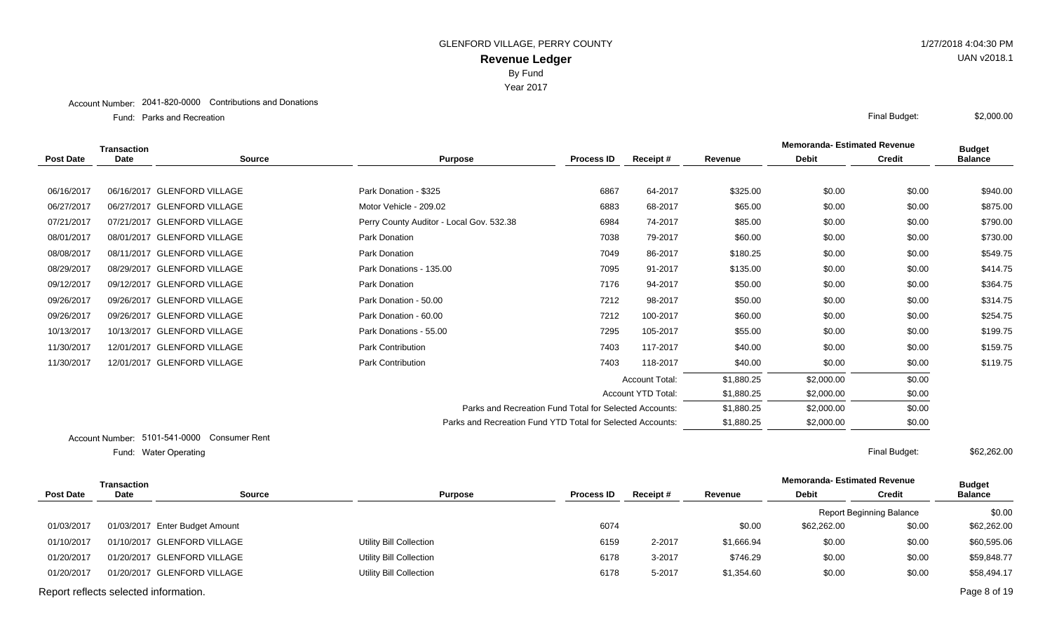# GLENFORD VILLAGE, PERRY COUNTY

## Revenue Ledger

By Fund

Year 2017

Account Number: 2041-820-0000 Contributions and Donations

Fund: Parks and Recreation

Final Budget: $2,000.00

| Post Date | Transaction Date | Source | Purpose | Process ID | Receipt # | Revenue | Memoranda- Estimated Revenue Debit | Memoranda- Estimated Revenue Credit | Budget Balance |
|---|---|---|---|---|---|---|---|---|---|
| 06/16/2017 | 06/16/2017 | GLENFORD VILLAGE | Park Donation - $325 | 6867 | 64-2017 | $325.00 | $0.00 | $0.00 | $940.00 |
| 06/27/2017 | 06/27/2017 | GLENFORD VILLAGE | Motor Vehicle - 209.02 | 6883 | 68-2017 | $65.00 | $0.00 | $0.00 | $875.00 |
| 07/21/2017 | 07/21/2017 | GLENFORD VILLAGE | Perry County Auditor - Local Gov. 532.38 | 6984 | 74-2017 | $85.00 | $0.00 | $0.00 | $790.00 |
| 08/01/2017 | 08/01/2017 | GLENFORD VILLAGE | Park Donation | 7038 | 79-2017 | $60.00 | $0.00 | $0.00 | $730.00 |
| 08/08/2017 | 08/11/2017 | GLENFORD VILLAGE | Park Donation | 7049 | 86-2017 | $180.25 | $0.00 | $0.00 | $549.75 |
| 08/29/2017 | 08/29/2017 | GLENFORD VILLAGE | Park Donations - 135.00 | 7095 | 91-2017 | $135.00 | $0.00 | $0.00 | $414.75 |
| 09/12/2017 | 09/12/2017 | GLENFORD VILLAGE | Park Donation | 7176 | 94-2017 | $50.00 | $0.00 | $0.00 | $364.75 |
| 09/26/2017 | 09/26/2017 | GLENFORD VILLAGE | Park Donation - 50.00 | 7212 | 98-2017 | $50.00 | $0.00 | $0.00 | $314.75 |
| 09/26/2017 | 09/26/2017 | GLENFORD VILLAGE | Park Donation - 60.00 | 7212 | 100-2017 | $60.00 | $0.00 | $0.00 | $254.75 |
| 10/13/2017 | 10/13/2017 | GLENFORD VILLAGE | Park Donations - 55.00 | 7295 | 105-2017 | $55.00 | $0.00 | $0.00 | $199.75 |
| 11/30/2017 | 12/01/2017 | GLENFORD VILLAGE | Park Contribution | 7403 | 117-2017 | $40.00 | $0.00 | $0.00 | $159.75 |
| 11/30/2017 | 12/01/2017 | GLENFORD VILLAGE | Park Contribution | 7403 | 118-2017 | $40.00 | $0.00 | $0.00 | $119.75 |
| | | | | | Account Total: | $1,880.25 | $2,000.00 | $0.00 | |
| | | | | | Account YTD Total: | $1,880.25 | $2,000.00 | $0.00 | |
| | | | Parks and Recreation Fund Total for Selected Accounts: | | | $1,880.25 | $2,000.00 | $0.00 | |
| | | | Parks and Recreation Fund YTD Total for Selected Accounts: | | | $1,880.25 | $2,000.00 | $0.00 | |

Account Number: 5101-541-0000 Consumer Rent

Fund: Water Operating

Final Budget: $62,262.00

| Post Date | Transaction Date | Source | Purpose | Process ID | Receipt # | Revenue | Memoranda- Estimated Revenue Debit | Memoranda- Estimated Revenue Credit | Budget Balance |
|---|---|---|---|---|---|---|---|---|---|
| | | | | | | | Report Beginning Balance | | $0.00 |
| 01/03/2017 | 01/03/2017 | Enter Budget Amount | | 6074 | | $0.00 | $62,262.00 | $0.00 | $62,262.00 |
| 01/10/2017 | 01/10/2017 | GLENFORD VILLAGE | Utility Bill Collection | 6159 | 2-2017 | $1,666.94 | $0.00 | $0.00 | $60,595.06 |
| 01/20/2017 | 01/20/2017 | GLENFORD VILLAGE | Utility Bill Collection | 6178 | 3-2017 | $746.29 | $0.00 | $0.00 | $59,848.77 |
| 01/20/2017 | 01/20/2017 | GLENFORD VILLAGE | Utility Bill Collection | 6178 | 5-2017 | $1,354.60 | $0.00 | $0.00 | $58,494.17 |

Report reflects selected information.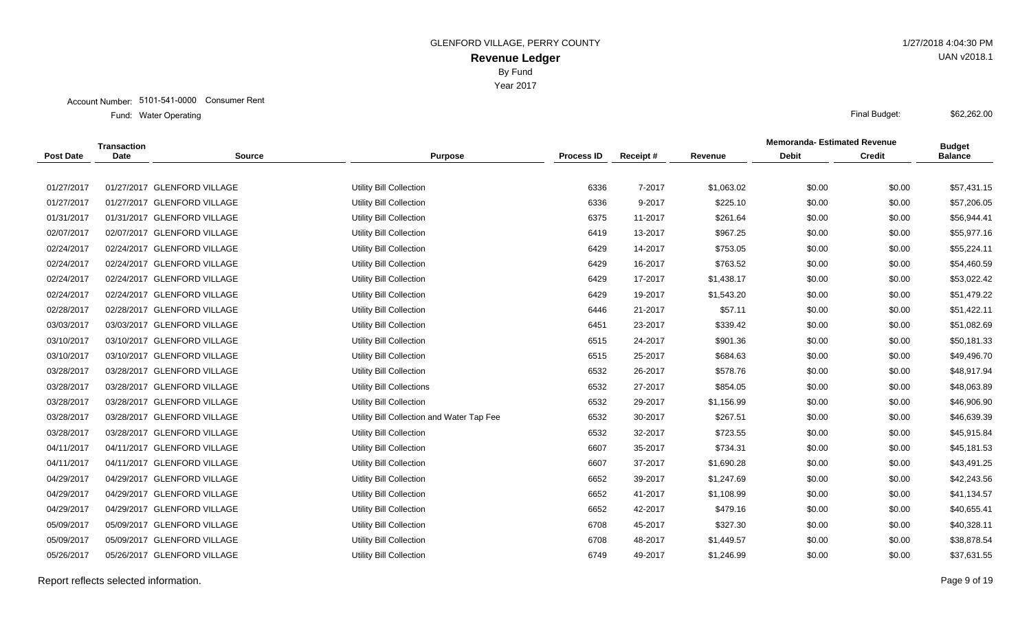GLENFORD VILLAGE, PERRY COUNTY

# Revenue Ledger

By Fund

Year 2017

Account Number: 5101-541-0000 Consumer Rent

Fund: Water Operating

Final Budget: $62,262.00

| Post Date | Transaction Date | Source | Purpose | Process ID | Receipt # | Revenue | Memoranda- Estimated Revenue Debit | Memoranda- Estimated Revenue Credit | Budget Balance |
|---|---|---|---|---|---|---|---|---|---|
| 01/27/2017 | 01/27/2017 | GLENFORD VILLAGE | Utility Bill Collection | 6336 | 7-2017 | $1,063.02 | $0.00 | $0.00 | $57,431.15 |
| 01/27/2017 | 01/27/2017 | GLENFORD VILLAGE | Utility Bill Collection | 6336 | 9-2017 | $225.10 | $0.00 | $0.00 | $57,206.05 |
| 01/31/2017 | 01/31/2017 | GLENFORD VILLAGE | Utility Bill Collection | 6375 | 11-2017 | $261.64 | $0.00 | $0.00 | $56,944.41 |
| 02/07/2017 | 02/07/2017 | GLENFORD VILLAGE | Utility Bill Collection | 6419 | 13-2017 | $967.25 | $0.00 | $0.00 | $55,977.16 |
| 02/24/2017 | 02/24/2017 | GLENFORD VILLAGE | Utility Bill Collection | 6429 | 14-2017 | $753.05 | $0.00 | $0.00 | $55,224.11 |
| 02/24/2017 | 02/24/2017 | GLENFORD VILLAGE | Utility Bill Collection | 6429 | 16-2017 | $763.52 | $0.00 | $0.00 | $54,460.59 |
| 02/24/2017 | 02/24/2017 | GLENFORD VILLAGE | Utility Bill Collection | 6429 | 17-2017 | $1,438.17 | $0.00 | $0.00 | $53,022.42 |
| 02/24/2017 | 02/24/2017 | GLENFORD VILLAGE | Utility Bill Collection | 6429 | 19-2017 | $1,543.20 | $0.00 | $0.00 | $51,479.22 |
| 02/28/2017 | 02/28/2017 | GLENFORD VILLAGE | Utility Bill Collection | 6446 | 21-2017 | $57.11 | $0.00 | $0.00 | $51,422.11 |
| 03/03/2017 | 03/03/2017 | GLENFORD VILLAGE | Utility Bill Collection | 6451 | 23-2017 | $339.42 | $0.00 | $0.00 | $51,082.69 |
| 03/10/2017 | 03/10/2017 | GLENFORD VILLAGE | Utility Bill Collection | 6515 | 24-2017 | $901.36 | $0.00 | $0.00 | $50,181.33 |
| 03/10/2017 | 03/10/2017 | GLENFORD VILLAGE | Utility Bill Collection | 6515 | 25-2017 | $684.63 | $0.00 | $0.00 | $49,496.70 |
| 03/28/2017 | 03/28/2017 | GLENFORD VILLAGE | Utility Bill Collection | 6532 | 26-2017 | $578.76 | $0.00 | $0.00 | $48,917.94 |
| 03/28/2017 | 03/28/2017 | GLENFORD VILLAGE | Utility Bill Collections | 6532 | 27-2017 | $854.05 | $0.00 | $0.00 | $48,063.89 |
| 03/28/2017 | 03/28/2017 | GLENFORD VILLAGE | Utility Bill Collection | 6532 | 29-2017 | $1,156.99 | $0.00 | $0.00 | $46,906.90 |
| 03/28/2017 | 03/28/2017 | GLENFORD VILLAGE | Utility Bill Collection and Water Tap Fee | 6532 | 30-2017 | $267.51 | $0.00 | $0.00 | $46,639.39 |
| 03/28/2017 | 03/28/2017 | GLENFORD VILLAGE | Utility Bill Collection | 6532 | 32-2017 | $723.55 | $0.00 | $0.00 | $45,915.84 |
| 04/11/2017 | 04/11/2017 | GLENFORD VILLAGE | Utility Bill Collection | 6607 | 35-2017 | $734.31 | $0.00 | $0.00 | $45,181.53 |
| 04/11/2017 | 04/11/2017 | GLENFORD VILLAGE | Utility Bill Collection | 6607 | 37-2017 | $1,690.28 | $0.00 | $0.00 | $43,491.25 |
| 04/29/2017 | 04/29/2017 | GLENFORD VILLAGE | Utility Bill Collection | 6652 | 39-2017 | $1,247.69 | $0.00 | $0.00 | $42,243.56 |
| 04/29/2017 | 04/29/2017 | GLENFORD VILLAGE | Utility Bill Collection | 6652 | 41-2017 | $1,108.99 | $0.00 | $0.00 | $41,134.57 |
| 04/29/2017 | 04/29/2017 | GLENFORD VILLAGE | Utility Bill Collection | 6652 | 42-2017 | $479.16 | $0.00 | $0.00 | $40,655.41 |
| 05/09/2017 | 05/09/2017 | GLENFORD VILLAGE | Utility Bill Collection | 6708 | 45-2017 | $327.30 | $0.00 | $0.00 | $40,328.11 |
| 05/09/2017 | 05/09/2017 | GLENFORD VILLAGE | Utility Bill Collection | 6708 | 48-2017 | $1,449.57 | $0.00 | $0.00 | $38,878.54 |
| 05/26/2017 | 05/26/2017 | GLENFORD VILLAGE | Utility Bill Collection | 6749 | 49-2017 | $1,246.99 | $0.00 | $0.00 | $37,631.55 |

Report reflects selected information.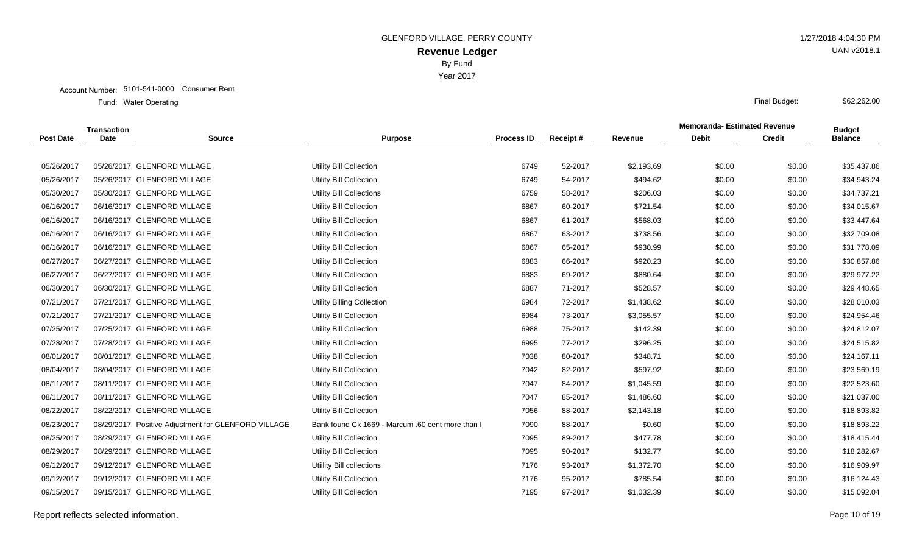GLENFORD VILLAGE, PERRY COUNTY

**Revenue Ledger**

By Fund

Year 2017

Account Number: 5101-541-0000 Consumer Rent

Fund: Water Operating

Final Budget: $62,262.00

| Post Date | Transaction Date | Source | Purpose | Process ID | Receipt # | Revenue | Memoranda- Estimated Revenue Debit | Memoranda- Estimated Revenue Credit | Budget Balance |
|---|---|---|---|---|---|---|---|---|---|
| 05/26/2017 | 05/26/2017 | GLENFORD VILLAGE | Utility Bill Collection | 6749 | 52-2017 | $2,193.69 | $0.00 | $0.00 | $35,437.86 |
| 05/26/2017 | 05/26/2017 | GLENFORD VILLAGE | Utility Bill Collection | 6749 | 54-2017 | $494.62 | $0.00 | $0.00 | $34,943.24 |
| 05/30/2017 | 05/30/2017 | GLENFORD VILLAGE | Utility Bill Collections | 6759 | 58-2017 | $206.03 | $0.00 | $0.00 | $34,737.21 |
| 06/16/2017 | 06/16/2017 | GLENFORD VILLAGE | Utility Bill Collection | 6867 | 60-2017 | $721.54 | $0.00 | $0.00 | $34,015.67 |
| 06/16/2017 | 06/16/2017 | GLENFORD VILLAGE | Utility Bill Collection | 6867 | 61-2017 | $568.03 | $0.00 | $0.00 | $33,447.64 |
| 06/16/2017 | 06/16/2017 | GLENFORD VILLAGE | Utility Bill Collection | 6867 | 63-2017 | $738.56 | $0.00 | $0.00 | $32,709.08 |
| 06/16/2017 | 06/16/2017 | GLENFORD VILLAGE | Utility Bill Collection | 6867 | 65-2017 | $930.99 | $0.00 | $0.00 | $31,778.09 |
| 06/27/2017 | 06/27/2017 | GLENFORD VILLAGE | Utility Bill Collection | 6883 | 66-2017 | $920.23 | $0.00 | $0.00 | $30,857.86 |
| 06/27/2017 | 06/27/2017 | GLENFORD VILLAGE | Utility Bill Collection | 6883 | 69-2017 | $880.64 | $0.00 | $0.00 | $29,977.22 |
| 06/30/2017 | 06/30/2017 | GLENFORD VILLAGE | Utility Bill Collection | 6887 | 71-2017 | $528.57 | $0.00 | $0.00 | $29,448.65 |
| 07/21/2017 | 07/21/2017 | GLENFORD VILLAGE | Utility Billing Collection | 6984 | 72-2017 | $1,438.62 | $0.00 | $0.00 | $28,010.03 |
| 07/21/2017 | 07/21/2017 | GLENFORD VILLAGE | Utility Bill Collection | 6984 | 73-2017 | $3,055.57 | $0.00 | $0.00 | $24,954.46 |
| 07/25/2017 | 07/25/2017 | GLENFORD VILLAGE | Utility Bill Collection | 6988 | 75-2017 | $142.39 | $0.00 | $0.00 | $24,812.07 |
| 07/28/2017 | 07/28/2017 | GLENFORD VILLAGE | Utility Bill Collection | 6995 | 77-2017 | $296.25 | $0.00 | $0.00 | $24,515.82 |
| 08/01/2017 | 08/01/2017 | GLENFORD VILLAGE | Utility Bill Collection | 7038 | 80-2017 | $348.71 | $0.00 | $0.00 | $24,167.11 |
| 08/04/2017 | 08/04/2017 | GLENFORD VILLAGE | Utility Bill Collection | 7042 | 82-2017 | $597.92 | $0.00 | $0.00 | $23,569.19 |
| 08/11/2017 | 08/11/2017 | GLENFORD VILLAGE | Utility Bill Collection | 7047 | 84-2017 | $1,045.59 | $0.00 | $0.00 | $22,523.60 |
| 08/11/2017 | 08/11/2017 | GLENFORD VILLAGE | Utility Bill Collection | 7047 | 85-2017 | $1,486.60 | $0.00 | $0.00 | $21,037.00 |
| 08/22/2017 | 08/22/2017 | GLENFORD VILLAGE | Utility Bill Collection | 7056 | 88-2017 | $2,143.18 | $0.00 | $0.00 | $18,893.82 |
| 08/23/2017 | 08/29/2017 | Positive Adjustment for GLENFORD VILLAGE | Bank found Ck 1669 - Marcum .60 cent more than I | 7090 | 88-2017 | $0.60 | $0.00 | $0.00 | $18,893.22 |
| 08/25/2017 | 08/29/2017 | GLENFORD VILLAGE | Utility Bill Collection | 7095 | 89-2017 | $477.78 | $0.00 | $0.00 | $18,415.44 |
| 08/29/2017 | 08/29/2017 | GLENFORD VILLAGE | Utility Bill Collection | 7095 | 90-2017 | $132.77 | $0.00 | $0.00 | $18,282.67 |
| 09/12/2017 | 09/12/2017 | GLENFORD VILLAGE | Utiility Bill collections | 7176 | 93-2017 | $1,372.70 | $0.00 | $0.00 | $16,909.97 |
| 09/12/2017 | 09/12/2017 | GLENFORD VILLAGE | Utility Bill Collection | 7176 | 95-2017 | $785.54 | $0.00 | $0.00 | $16,124.43 |
| 09/15/2017 | 09/15/2017 | GLENFORD VILLAGE | Utility Bill Collection | 7195 | 97-2017 | $1,032.39 | $0.00 | $0.00 | $15,092.04 |

Report reflects selected information.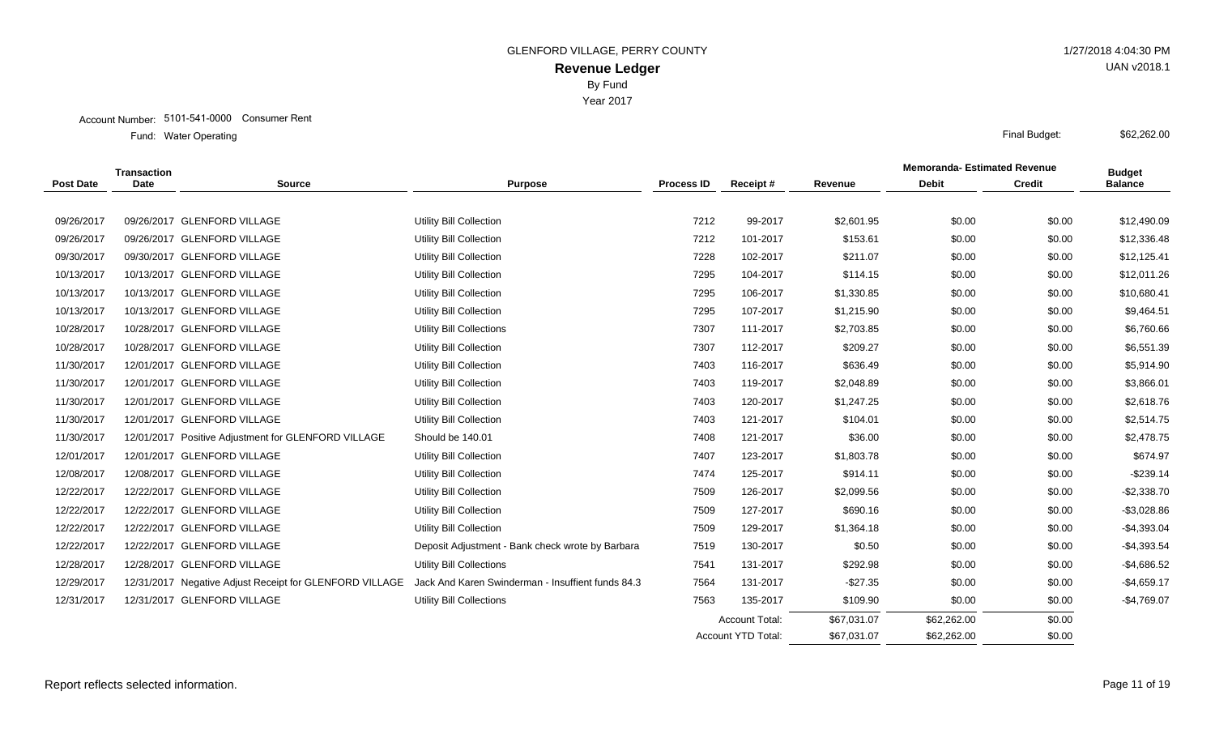GLENFORD VILLAGE, PERRY COUNTY

1/27/2018 4:04:30 PM

UAN v2018.1

# Revenue Ledger

By Fund

Year 2017

Account Number: 5101-541-0000 Consumer Rent

Fund: Water Operating

Final Budget: $62,262.00

| Post Date | Transaction Date | Source | Purpose | Process ID | Receipt # | Revenue | Memoranda- Estimated Revenue Debit | Memoranda- Estimated Revenue Credit | Budget Balance |
|---|---|---|---|---|---|---|---|---|---|
| 09/26/2017 | 09/26/2017 | GLENFORD VILLAGE | Utility Bill Collection | 7212 | 99-2017 | $2,601.95 | $0.00 | $0.00 | $12,490.09 |
| 09/26/2017 | 09/26/2017 | GLENFORD VILLAGE | Utility Bill Collection | 7212 | 101-2017 | $153.61 | $0.00 | $0.00 | $12,336.48 |
| 09/30/2017 | 09/30/2017 | GLENFORD VILLAGE | Utility Bill Collection | 7228 | 102-2017 | $211.07 | $0.00 | $0.00 | $12,125.41 |
| 10/13/2017 | 10/13/2017 | GLENFORD VILLAGE | Utility Bill Collection | 7295 | 104-2017 | $114.15 | $0.00 | $0.00 | $12,011.26 |
| 10/13/2017 | 10/13/2017 | GLENFORD VILLAGE | Utility Bill Collection | 7295 | 106-2017 | $1,330.85 | $0.00 | $0.00 | $10,680.41 |
| 10/13/2017 | 10/13/2017 | GLENFORD VILLAGE | Utility Bill Collection | 7295 | 107-2017 | $1,215.90 | $0.00 | $0.00 | $9,464.51 |
| 10/28/2017 | 10/28/2017 | GLENFORD VILLAGE | Utility Bill Collections | 7307 | 111-2017 | $2,703.85 | $0.00 | $0.00 | $6,760.66 |
| 10/28/2017 | 10/28/2017 | GLENFORD VILLAGE | Utility Bill Collection | 7307 | 112-2017 | $209.27 | $0.00 | $0.00 | $6,551.39 |
| 11/30/2017 | 12/01/2017 | GLENFORD VILLAGE | Utility Bill Collection | 7403 | 116-2017 | $636.49 | $0.00 | $0.00 | $5,914.90 |
| 11/30/2017 | 12/01/2017 | GLENFORD VILLAGE | Utility Bill Collection | 7403 | 119-2017 | $2,048.89 | $0.00 | $0.00 | $3,866.01 |
| 11/30/2017 | 12/01/2017 | GLENFORD VILLAGE | Utility Bill Collection | 7403 | 120-2017 | $1,247.25 | $0.00 | $0.00 | $2,618.76 |
| 11/30/2017 | 12/01/2017 | GLENFORD VILLAGE | Utility Bill Collection | 7403 | 121-2017 | $104.01 | $0.00 | $0.00 | $2,514.75 |
| 11/30/2017 | 12/01/2017 | Positive Adjustment for GLENFORD VILLAGE | Should be 140.01 | 7408 | 121-2017 | $36.00 | $0.00 | $0.00 | $2,478.75 |
| 12/01/2017 | 12/01/2017 | GLENFORD VILLAGE | Utility Bill Collection | 7407 | 123-2017 | $1,803.78 | $0.00 | $0.00 | $674.97 |
| 12/08/2017 | 12/08/2017 | GLENFORD VILLAGE | Utility Bill Collection | 7474 | 125-2017 | $914.11 | $0.00 | $0.00 | -$239.14 |
| 12/22/2017 | 12/22/2017 | GLENFORD VILLAGE | Utility Bill Collection | 7509 | 126-2017 | $2,099.56 | $0.00 | $0.00 | -$2,338.70 |
| 12/22/2017 | 12/22/2017 | GLENFORD VILLAGE | Utility Bill Collection | 7509 | 127-2017 | $690.16 | $0.00 | $0.00 | -$3,028.86 |
| 12/22/2017 | 12/22/2017 | GLENFORD VILLAGE | Utility Bill Collection | 7509 | 129-2017 | $1,364.18 | $0.00 | $0.00 | -$4,393.04 |
| 12/22/2017 | 12/22/2017 | GLENFORD VILLAGE | Deposit Adjustment - Bank check wrote by Barbara | 7519 | 130-2017 | $0.50 | $0.00 | $0.00 | -$4,393.54 |
| 12/28/2017 | 12/28/2017 | GLENFORD VILLAGE | Utility Bill Collections | 7541 | 131-2017 | $292.98 | $0.00 | $0.00 | -$4,686.52 |
| 12/29/2017 | 12/31/2017 | Negative Adjust Receipt for GLENFORD VILLAGE | Jack And Karen Swinderman - Insuffient funds 84.3 | 7564 | 131-2017 | -$27.35 | $0.00 | $0.00 | -$4,659.17 |
| 12/31/2017 | 12/31/2017 | GLENFORD VILLAGE | Utility Bill Collections | 7563 | 135-2017 | $109.90 | $0.00 | $0.00 | -$4,769.07 |
| | | | | | Account Total: | $67,031.07 | $62,262.00 | $0.00 | |
| | | | | | Account YTD Total: | $67,031.07 | $62,262.00 | $0.00 | |

Report reflects selected information.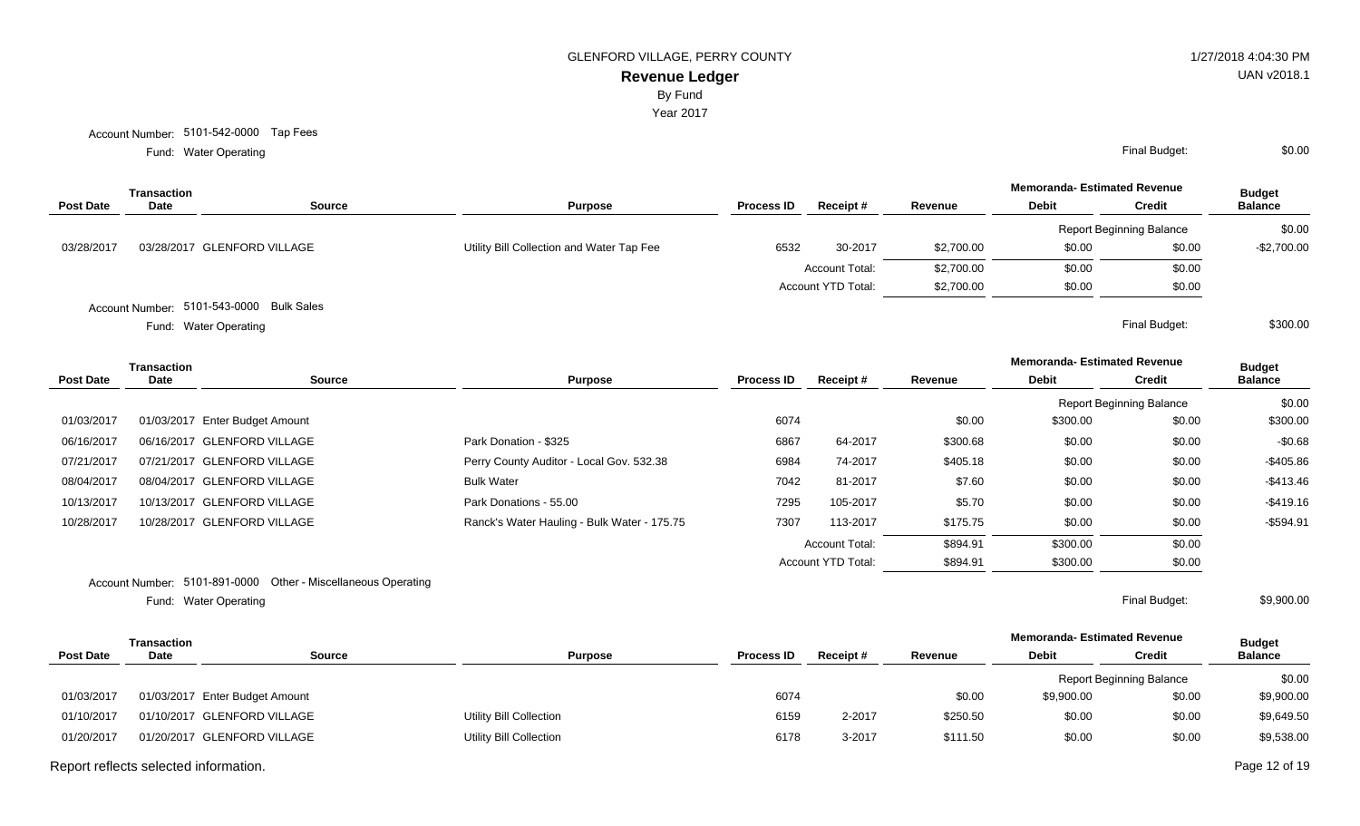GLENFORD VILLAGE, PERRY COUNTY

# Revenue Ledger

By Fund

Year 2017

1/27/2018 4:04:30 PM

UAN v2018.1

Account Number: 5101-542-0000 Tap Fees

Fund: Water Operating

Final Budget: $0.00

| Post Date | Transaction Date | Source | Purpose | Process ID | Receipt # | Revenue | Memoranda- Estimated Revenue Debit | Memoranda- Estimated Revenue Credit | Budget Balance |
|---|---|---|---|---|---|---|---|---|---|
| | | | | | | | Report Beginning Balance | | $0.00 |
| 03/28/2017 | 03/28/2017 | GLENFORD VILLAGE | Utility Bill Collection and Water Tap Fee | 6532 | 30-2017 | $2,700.00 | $0.00 | $0.00 | -$2,700.00 |
| | | | | | Account Total: | $2,700.00 | $0.00 | $0.00 | |
| | | | | | Account YTD Total: | $2,700.00 | $0.00 | $0.00 | |

Account Number: 5101-543-0000 Bulk Sales

Fund: Water Operating

Final Budget: $300.00

| Post Date | Transaction Date | Source | Purpose | Process ID | Receipt # | Revenue | Memoranda- Estimated Revenue Debit | Memoranda- Estimated Revenue Credit | Budget Balance |
|---|---|---|---|---|---|---|---|---|---|
| | | | | | | | Report Beginning Balance | | $0.00 |
| 01/03/2017 | 01/03/2017 | Enter Budget Amount | | 6074 | | $0.00 | $300.00 | $0.00 | $300.00 |
| 06/16/2017 | 06/16/2017 | GLENFORD VILLAGE | Park Donation - $325 | 6867 | 64-2017 | $300.68 | $0.00 | $0.00 | -$0.68 |
| 07/21/2017 | 07/21/2017 | GLENFORD VILLAGE | Perry County Auditor - Local Gov. 532.38 | 6984 | 74-2017 | $405.18 | $0.00 | $0.00 | -$405.86 |
| 08/04/2017 | 08/04/2017 | GLENFORD VILLAGE | Bulk Water | 7042 | 81-2017 | $7.60 | $0.00 | $0.00 | -$413.46 |
| 10/13/2017 | 10/13/2017 | GLENFORD VILLAGE | Park Donations - 55.00 | 7295 | 105-2017 | $5.70 | $0.00 | $0.00 | -$419.16 |
| 10/28/2017 | 10/28/2017 | GLENFORD VILLAGE | Ranck's Water Hauling - Bulk Water - 175.75 | 7307 | 113-2017 | $175.75 | $0.00 | $0.00 | -$594.91 |
| | | | | | Account Total: | $894.91 | $300.00 | $0.00 | |
| | | | | | Account YTD Total: | $894.91 | $300.00 | $0.00 | |

Account Number: 5101-891-0000 Other - Miscellaneous Operating

Fund: Water Operating

Final Budget: $9,900.00

| Post Date | Transaction Date | Source | Purpose | Process ID | Receipt # | Revenue | Memoranda- Estimated Revenue Debit | Memoranda- Estimated Revenue Credit | Budget Balance |
|---|---|---|---|---|---|---|---|---|---|
| | | | | | | | Report Beginning Balance | | $0.00 |
| 01/03/2017 | 01/03/2017 | Enter Budget Amount | | 6074 | | $0.00 | $9,900.00 | $0.00 | $9,900.00 |
| 01/10/2017 | 01/10/2017 | GLENFORD VILLAGE | Utility Bill Collection | 6159 | 2-2017 | $250.50 | $0.00 | $0.00 | $9,649.50 |
| 01/20/2017 | 01/20/2017 | GLENFORD VILLAGE | Utility Bill Collection | 6178 | 3-2017 | $111.50 | $0.00 | $0.00 | $9,538.00 |

Report reflects selected information.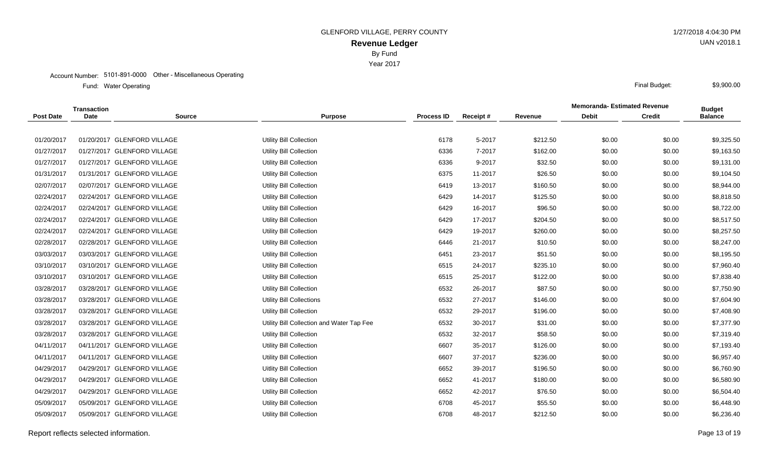GLENFORD VILLAGE, PERRY COUNTY

# Revenue Ledger

By Fund

Year 2017

Account Number: 5101-891-0000 Other - Miscellaneous Operating

Fund: Water Operating

Final Budget: $9,900.00

| Post Date | Transaction Date | Source | Purpose | Process ID | Receipt # | Revenue | Memoranda- Estimated Revenue Debit | Memoranda- Estimated Revenue Credit | Budget Balance |
|---|---|---|---|---|---|---|---|---|---|
| 01/20/2017 | 01/20/2017 | GLENFORD VILLAGE | Utility Bill Collection | 6178 | 5-2017 | $212.50 | $0.00 | $0.00 | $9,325.50 |
| 01/27/2017 | 01/27/2017 | GLENFORD VILLAGE | Utility Bill Collection | 6336 | 7-2017 | $162.00 | $0.00 | $0.00 | $9,163.50 |
| 01/27/2017 | 01/27/2017 | GLENFORD VILLAGE | Utility Bill Collection | 6336 | 9-2017 | $32.50 | $0.00 | $0.00 | $9,131.00 |
| 01/31/2017 | 01/31/2017 | GLENFORD VILLAGE | Utility Bill Collection | 6375 | 11-2017 | $26.50 | $0.00 | $0.00 | $9,104.50 |
| 02/07/2017 | 02/07/2017 | GLENFORD VILLAGE | Utility Bill Collection | 6419 | 13-2017 | $160.50 | $0.00 | $0.00 | $8,944.00 |
| 02/24/2017 | 02/24/2017 | GLENFORD VILLAGE | Utility Bill Collection | 6429 | 14-2017 | $125.50 | $0.00 | $0.00 | $8,818.50 |
| 02/24/2017 | 02/24/2017 | GLENFORD VILLAGE | Utility Bill Collection | 6429 | 16-2017 | $96.50 | $0.00 | $0.00 | $8,722.00 |
| 02/24/2017 | 02/24/2017 | GLENFORD VILLAGE | Utility Bill Collection | 6429 | 17-2017 | $204.50 | $0.00 | $0.00 | $8,517.50 |
| 02/24/2017 | 02/24/2017 | GLENFORD VILLAGE | Utility Bill Collection | 6429 | 19-2017 | $260.00 | $0.00 | $0.00 | $8,257.50 |
| 02/28/2017 | 02/28/2017 | GLENFORD VILLAGE | Utility Bill Collection | 6446 | 21-2017 | $10.50 | $0.00 | $0.00 | $8,247.00 |
| 03/03/2017 | 03/03/2017 | GLENFORD VILLAGE | Utility Bill Collection | 6451 | 23-2017 | $51.50 | $0.00 | $0.00 | $8,195.50 |
| 03/10/2017 | 03/10/2017 | GLENFORD VILLAGE | Utility Bill Collection | 6515 | 24-2017 | $235.10 | $0.00 | $0.00 | $7,960.40 |
| 03/10/2017 | 03/10/2017 | GLENFORD VILLAGE | Utility Bill Collection | 6515 | 25-2017 | $122.00 | $0.00 | $0.00 | $7,838.40 |
| 03/28/2017 | 03/28/2017 | GLENFORD VILLAGE | Utility Bill Collection | 6532 | 26-2017 | $87.50 | $0.00 | $0.00 | $7,750.90 |
| 03/28/2017 | 03/28/2017 | GLENFORD VILLAGE | Utility Bill Collections | 6532 | 27-2017 | $146.00 | $0.00 | $0.00 | $7,604.90 |
| 03/28/2017 | 03/28/2017 | GLENFORD VILLAGE | Utility Bill Collection | 6532 | 29-2017 | $196.00 | $0.00 | $0.00 | $7,408.90 |
| 03/28/2017 | 03/28/2017 | GLENFORD VILLAGE | Utility Bill Collection and Water Tap Fee | 6532 | 30-2017 | $31.00 | $0.00 | $0.00 | $7,377.90 |
| 03/28/2017 | 03/28/2017 | GLENFORD VILLAGE | Utility Bill Collection | 6532 | 32-2017 | $58.50 | $0.00 | $0.00 | $7,319.40 |
| 04/11/2017 | 04/11/2017 | GLENFORD VILLAGE | Utility Bill Collection | 6607 | 35-2017 | $126.00 | $0.00 | $0.00 | $7,193.40 |
| 04/11/2017 | 04/11/2017 | GLENFORD VILLAGE | Utility Bill Collection | 6607 | 37-2017 | $236.00 | $0.00 | $0.00 | $6,957.40 |
| 04/29/2017 | 04/29/2017 | GLENFORD VILLAGE | Utility Bill Collection | 6652 | 39-2017 | $196.50 | $0.00 | $0.00 | $6,760.90 |
| 04/29/2017 | 04/29/2017 | GLENFORD VILLAGE | Utility Bill Collection | 6652 | 41-2017 | $180.00 | $0.00 | $0.00 | $6,580.90 |
| 04/29/2017 | 04/29/2017 | GLENFORD VILLAGE | Utility Bill Collection | 6652 | 42-2017 | $76.50 | $0.00 | $0.00 | $6,504.40 |
| 05/09/2017 | 05/09/2017 | GLENFORD VILLAGE | Utility Bill Collection | 6708 | 45-2017 | $55.50 | $0.00 | $0.00 | $6,448.90 |
| 05/09/2017 | 05/09/2017 | GLENFORD VILLAGE | Utility Bill Collection | 6708 | 48-2017 | $212.50 | $0.00 | $0.00 | $6,236.40 |

Report reflects selected information.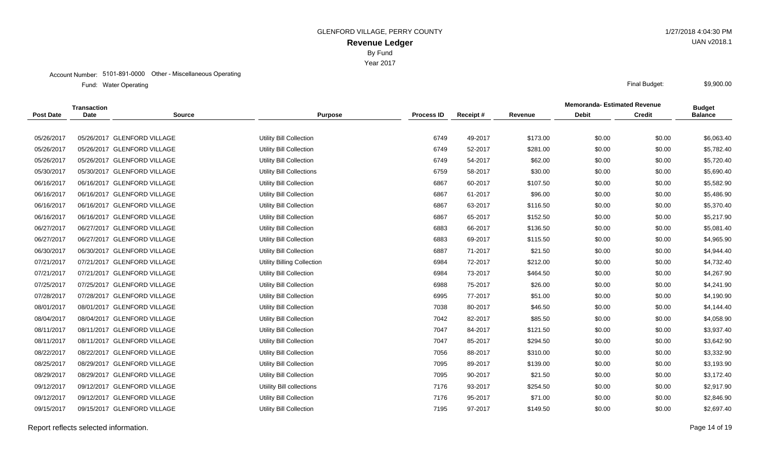GLENFORD VILLAGE, PERRY COUNTY

**Revenue Ledger**

By Fund

Year 2017

1/27/2018 4:04:30 PM

UAN v2018.1

Account Number: 5101-891-0000 Other - Miscellaneous Operating

Fund: Water Operating

Final Budget: $9,900.00

| Post Date | Transaction Date | Source | Purpose | Process ID | Receipt # | Revenue | Memoranda- Estimated Revenue Debit | Memoranda- Estimated Revenue Credit | Budget Balance |
|---|---|---|---|---|---|---|---|---|---|
| 05/26/2017 | 05/26/2017 | GLENFORD VILLAGE | Utility Bill Collection | 6749 | 49-2017 | $173.00 | $0.00 | $0.00 | $6,063.40 |
| 05/26/2017 | 05/26/2017 | GLENFORD VILLAGE | Utility Bill Collection | 6749 | 52-2017 | $281.00 | $0.00 | $0.00 | $5,782.40 |
| 05/26/2017 | 05/26/2017 | GLENFORD VILLAGE | Utility Bill Collection | 6749 | 54-2017 | $62.00 | $0.00 | $0.00 | $5,720.40 |
| 05/30/2017 | 05/30/2017 | GLENFORD VILLAGE | Utility Bill Collections | 6759 | 58-2017 | $30.00 | $0.00 | $0.00 | $5,690.40 |
| 06/16/2017 | 06/16/2017 | GLENFORD VILLAGE | Utility Bill Collection | 6867 | 60-2017 | $107.50 | $0.00 | $0.00 | $5,582.90 |
| 06/16/2017 | 06/16/2017 | GLENFORD VILLAGE | Utility Bill Collection | 6867 | 61-2017 | $96.00 | $0.00 | $0.00 | $5,486.90 |
| 06/16/2017 | 06/16/2017 | GLENFORD VILLAGE | Utility Bill Collection | 6867 | 63-2017 | $116.50 | $0.00 | $0.00 | $5,370.40 |
| 06/16/2017 | 06/16/2017 | GLENFORD VILLAGE | Utility Bill Collection | 6867 | 65-2017 | $152.50 | $0.00 | $0.00 | $5,217.90 |
| 06/27/2017 | 06/27/2017 | GLENFORD VILLAGE | Utility Bill Collection | 6883 | 66-2017 | $136.50 | $0.00 | $0.00 | $5,081.40 |
| 06/27/2017 | 06/27/2017 | GLENFORD VILLAGE | Utility Bill Collection | 6883 | 69-2017 | $115.50 | $0.00 | $0.00 | $4,965.90 |
| 06/30/2017 | 06/30/2017 | GLENFORD VILLAGE | Utility Bill Collection | 6887 | 71-2017 | $21.50 | $0.00 | $0.00 | $4,944.40 |
| 07/21/2017 | 07/21/2017 | GLENFORD VILLAGE | Utility Billing Collection | 6984 | 72-2017 | $212.00 | $0.00 | $0.00 | $4,732.40 |
| 07/21/2017 | 07/21/2017 | GLENFORD VILLAGE | Utility Bill Collection | 6984 | 73-2017 | $464.50 | $0.00 | $0.00 | $4,267.90 |
| 07/25/2017 | 07/25/2017 | GLENFORD VILLAGE | Utility Bill Collection | 6988 | 75-2017 | $26.00 | $0.00 | $0.00 | $4,241.90 |
| 07/28/2017 | 07/28/2017 | GLENFORD VILLAGE | Utility Bill Collection | 6995 | 77-2017 | $51.00 | $0.00 | $0.00 | $4,190.90 |
| 08/01/2017 | 08/01/2017 | GLENFORD VILLAGE | Utility Bill Collection | 7038 | 80-2017 | $46.50 | $0.00 | $0.00 | $4,144.40 |
| 08/04/2017 | 08/04/2017 | GLENFORD VILLAGE | Utility Bill Collection | 7042 | 82-2017 | $85.50 | $0.00 | $0.00 | $4,058.90 |
| 08/11/2017 | 08/11/2017 | GLENFORD VILLAGE | Utility Bill Collection | 7047 | 84-2017 | $121.50 | $0.00 | $0.00 | $3,937.40 |
| 08/11/2017 | 08/11/2017 | GLENFORD VILLAGE | Utility Bill Collection | 7047 | 85-2017 | $294.50 | $0.00 | $0.00 | $3,642.90 |
| 08/22/2017 | 08/22/2017 | GLENFORD VILLAGE | Utility Bill Collection | 7056 | 88-2017 | $310.00 | $0.00 | $0.00 | $3,332.90 |
| 08/25/2017 | 08/29/2017 | GLENFORD VILLAGE | Utility Bill Collection | 7095 | 89-2017 | $139.00 | $0.00 | $0.00 | $3,193.90 |
| 08/29/2017 | 08/29/2017 | GLENFORD VILLAGE | Utility Bill Collection | 7095 | 90-2017 | $21.50 | $0.00 | $0.00 | $3,172.40 |
| 09/12/2017 | 09/12/2017 | GLENFORD VILLAGE | Utiility Bill collections | 7176 | 93-2017 | $254.50 | $0.00 | $0.00 | $2,917.90 |
| 09/12/2017 | 09/12/2017 | GLENFORD VILLAGE | Utility Bill Collection | 7176 | 95-2017 | $71.00 | $0.00 | $0.00 | $2,846.90 |
| 09/15/2017 | 09/15/2017 | GLENFORD VILLAGE | Utility Bill Collection | 7195 | 97-2017 | $149.50 | $0.00 | $0.00 | $2,697.40 |

Report reflects selected information.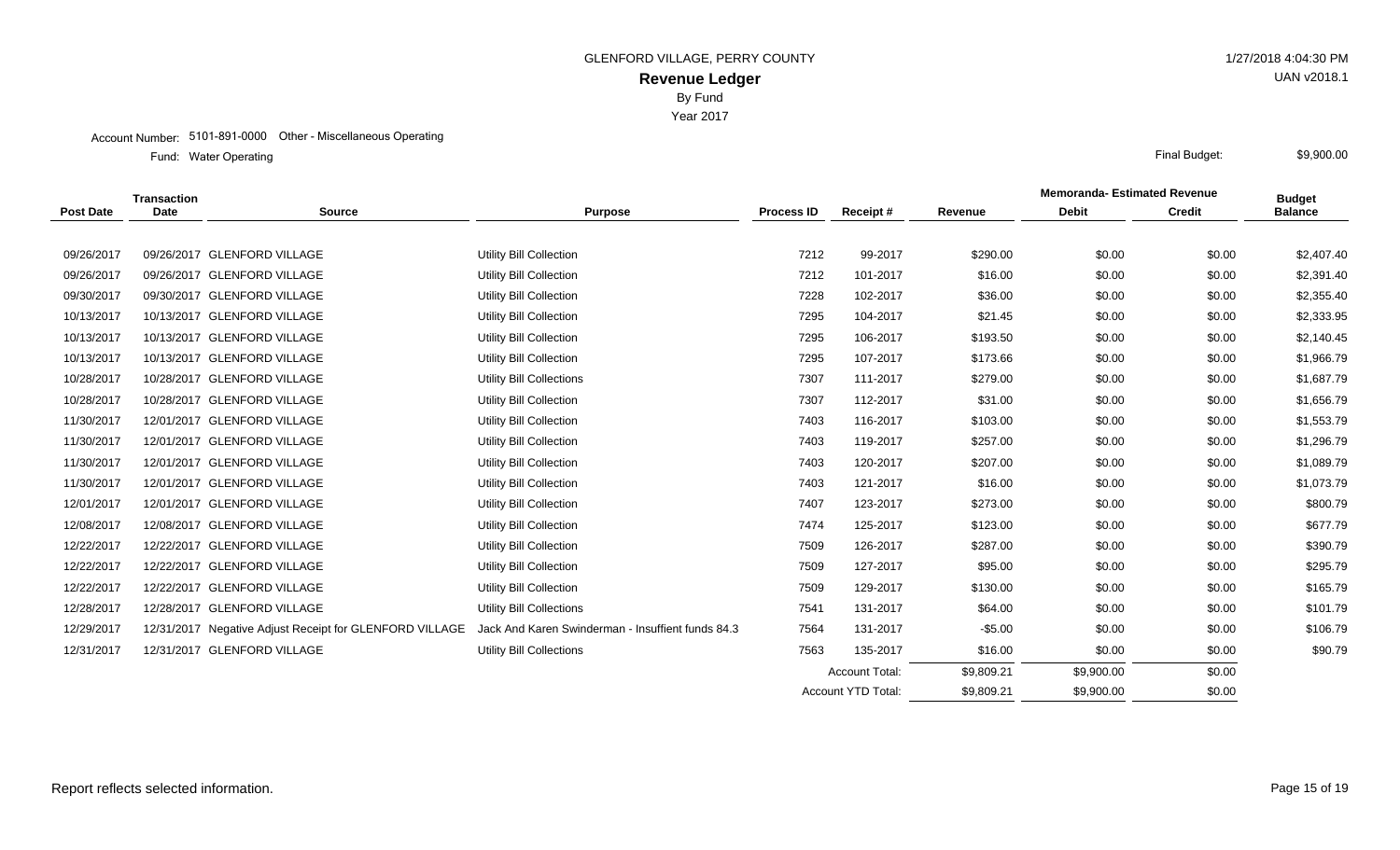GLENFORD VILLAGE, PERRY COUNTY

**Revenue Ledger**

By Fund

Year 2017

1/27/2018 4:04:30 PM

UAN v2018.1

Account Number: 5101-891-0000 Other - Miscellaneous Operating

Fund: Water Operating

Final Budget: $9,900.00

| Post Date | Transaction Date | Source | Purpose | Process ID | Receipt # | Revenue | Memoranda- Estimated Revenue Debit | Memoranda- Estimated Revenue Credit | Budget Balance |
|---|---|---|---|---|---|---|---|---|---|
| 09/26/2017 | 09/26/2017 | GLENFORD VILLAGE | Utility Bill Collection | 7212 | 99-2017 | $290.00 | $0.00 | $0.00 | $2,407.40 |
| 09/26/2017 | 09/26/2017 | GLENFORD VILLAGE | Utility Bill Collection | 7212 | 101-2017 | $16.00 | $0.00 | $0.00 | $2,391.40 |
| 09/30/2017 | 09/30/2017 | GLENFORD VILLAGE | Utility Bill Collection | 7228 | 102-2017 | $36.00 | $0.00 | $0.00 | $2,355.40 |
| 10/13/2017 | 10/13/2017 | GLENFORD VILLAGE | Utility Bill Collection | 7295 | 104-2017 | $21.45 | $0.00 | $0.00 | $2,333.95 |
| 10/13/2017 | 10/13/2017 | GLENFORD VILLAGE | Utility Bill Collection | 7295 | 106-2017 | $193.50 | $0.00 | $0.00 | $2,140.45 |
| 10/13/2017 | 10/13/2017 | GLENFORD VILLAGE | Utility Bill Collection | 7295 | 107-2017 | $173.66 | $0.00 | $0.00 | $1,966.79 |
| 10/28/2017 | 10/28/2017 | GLENFORD VILLAGE | Utility Bill Collections | 7307 | 111-2017 | $279.00 | $0.00 | $0.00 | $1,687.79 |
| 10/28/2017 | 10/28/2017 | GLENFORD VILLAGE | Utility Bill Collection | 7307 | 112-2017 | $31.00 | $0.00 | $0.00 | $1,656.79 |
| 11/30/2017 | 12/01/2017 | GLENFORD VILLAGE | Utility Bill Collection | 7403 | 116-2017 | $103.00 | $0.00 | $0.00 | $1,553.79 |
| 11/30/2017 | 12/01/2017 | GLENFORD VILLAGE | Utility Bill Collection | 7403 | 119-2017 | $257.00 | $0.00 | $0.00 | $1,296.79 |
| 11/30/2017 | 12/01/2017 | GLENFORD VILLAGE | Utility Bill Collection | 7403 | 120-2017 | $207.00 | $0.00 | $0.00 | $1,089.79 |
| 11/30/2017 | 12/01/2017 | GLENFORD VILLAGE | Utility Bill Collection | 7403 | 121-2017 | $16.00 | $0.00 | $0.00 | $1,073.79 |
| 12/01/2017 | 12/01/2017 | GLENFORD VILLAGE | Utility Bill Collection | 7407 | 123-2017 | $273.00 | $0.00 | $0.00 | $800.79 |
| 12/08/2017 | 12/08/2017 | GLENFORD VILLAGE | Utility Bill Collection | 7474 | 125-2017 | $123.00 | $0.00 | $0.00 | $677.79 |
| 12/22/2017 | 12/22/2017 | GLENFORD VILLAGE | Utility Bill Collection | 7509 | 126-2017 | $287.00 | $0.00 | $0.00 | $390.79 |
| 12/22/2017 | 12/22/2017 | GLENFORD VILLAGE | Utility Bill Collection | 7509 | 127-2017 | $95.00 | $0.00 | $0.00 | $295.79 |
| 12/22/2017 | 12/22/2017 | GLENFORD VILLAGE | Utility Bill Collection | 7509 | 129-2017 | $130.00 | $0.00 | $0.00 | $165.79 |
| 12/28/2017 | 12/28/2017 | GLENFORD VILLAGE | Utility Bill Collections | 7541 | 131-2017 | $64.00 | $0.00 | $0.00 | $101.79 |
| 12/29/2017 | 12/31/2017 | Negative Adjust Receipt for GLENFORD VILLAGE | Jack And Karen Swinderman - Insuffient funds 84.3 | 7564 | 131-2017 | -$5.00 | $0.00 | $0.00 | $106.79 |
| 12/31/2017 | 12/31/2017 | GLENFORD VILLAGE | Utility Bill Collections | 7563 | 135-2017 | $16.00 | $0.00 | $0.00 | $90.79 |
| | | | | | Account Total: | $9,809.21 | $9,900.00 | $0.00 | |
| | | | | | Account YTD Total: | $9,809.21 | $9,900.00 | $0.00 | |

Report reflects selected information.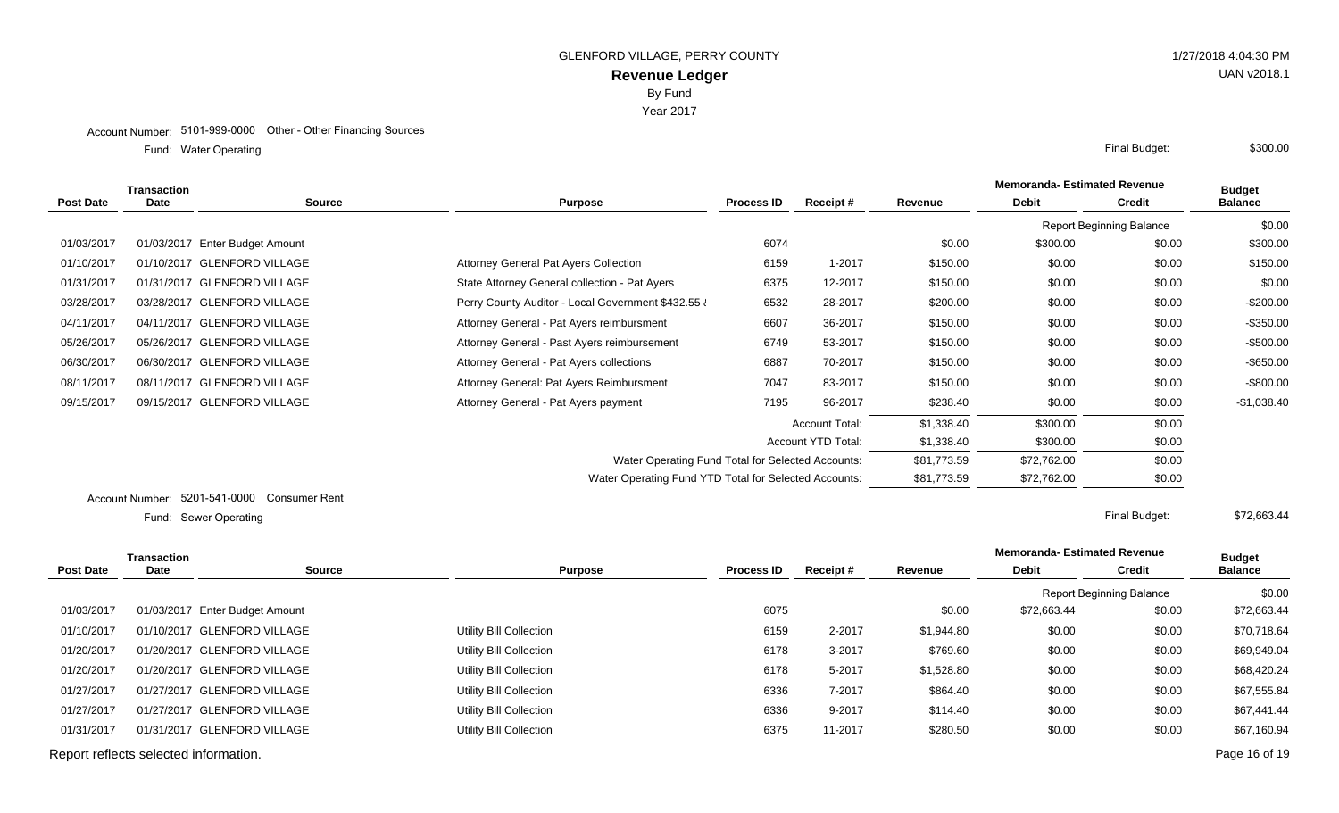GLENFORD VILLAGE, PERRY COUNTY

# Revenue Ledger

By Fund

Year 2017

1/27/2018 4:04:30 PM

UAN v2018.1

Account Number: 5101-999-0000 Other - Other Financing Sources

Fund: Water Operating

Final Budget: $300.00

| Post Date | Transaction Date | Source | Purpose | Process ID | Receipt # | Revenue | Memoranda- Estimated Revenue Debit | Memoranda- Estimated Revenue Credit | Budget Balance |
|---|---|---|---|---|---|---|---|---|---|
| | | | | | | | Report Beginning Balance | | $0.00 |
| 01/03/2017 | 01/03/2017 | Enter Budget Amount | | 6074 | | $0.00 | $300.00 | $0.00 | $300.00 |
| 01/10/2017 | 01/10/2017 | GLENFORD VILLAGE | Attorney General Pat Ayers Collection | 6159 | 1-2017 | $150.00 | $0.00 | $0.00 | $150.00 |
| 01/31/2017 | 01/31/2017 | GLENFORD VILLAGE | State Attorney General collection - Pat Ayers | 6375 | 12-2017 | $150.00 | $0.00 | $0.00 | $0.00 |
| 03/28/2017 | 03/28/2017 | GLENFORD VILLAGE | Perry County Auditor - Local Government $432.55 & | 6532 | 28-2017 | $200.00 | $0.00 | $0.00 | -$200.00 |
| 04/11/2017 | 04/11/2017 | GLENFORD VILLAGE | Attorney General - Pat Ayers reimbursment | 6607 | 36-2017 | $150.00 | $0.00 | $0.00 | -$350.00 |
| 05/26/2017 | 05/26/2017 | GLENFORD VILLAGE | Attorney General - Past Ayers reimbursement | 6749 | 53-2017 | $150.00 | $0.00 | $0.00 | -$500.00 |
| 06/30/2017 | 06/30/2017 | GLENFORD VILLAGE | Attorney General - Pat Ayers collections | 6887 | 70-2017 | $150.00 | $0.00 | $0.00 | -$650.00 |
| 08/11/2017 | 08/11/2017 | GLENFORD VILLAGE | Attorney General: Pat Ayers Reimbursment | 7047 | 83-2017 | $150.00 | $0.00 | $0.00 | -$800.00 |
| 09/15/2017 | 09/15/2017 | GLENFORD VILLAGE | Attorney General - Pat Ayers payment | 7195 | 96-2017 | $238.40 | $0.00 | $0.00 | -$1,038.40 |
| | | | | | Account Total: | $1,338.40 | $300.00 | $0.00 | |
| | | | | | Account YTD Total: | $1,338.40 | $300.00 | $0.00 | |
| | | | Water Operating Fund Total for Selected Accounts: | | | $81,773.59 | $72,762.00 | $0.00 | |
| | | | Water Operating Fund YTD Total for Selected Accounts: | | | $81,773.59 | $72,762.00 | $0.00 | |

Account Number: 5201-541-0000 Consumer Rent

Fund: Sewer Operating

Final Budget: $72,663.44

| Post Date | Transaction Date | Source | Purpose | Process ID | Receipt # | Revenue | Memoranda- Estimated Revenue Debit | Memoranda- Estimated Revenue Credit | Budget Balance |
|---|---|---|---|---|---|---|---|---|---|
| | | | | | | | Report Beginning Balance | | $0.00 |
| 01/03/2017 | 01/03/2017 | Enter Budget Amount | | 6075 | | $0.00 | $72,663.44 | $0.00 | $72,663.44 |
| 01/10/2017 | 01/10/2017 | GLENFORD VILLAGE | Utility Bill Collection | 6159 | 2-2017 | $1,944.80 | $0.00 | $0.00 | $70,718.64 |
| 01/20/2017 | 01/20/2017 | GLENFORD VILLAGE | Utility Bill Collection | 6178 | 3-2017 | $769.60 | $0.00 | $0.00 | $69,949.04 |
| 01/20/2017 | 01/20/2017 | GLENFORD VILLAGE | Utility Bill Collection | 6178 | 5-2017 | $1,528.80 | $0.00 | $0.00 | $68,420.24 |
| 01/27/2017 | 01/27/2017 | GLENFORD VILLAGE | Utility Bill Collection | 6336 | 7-2017 | $864.40 | $0.00 | $0.00 | $67,555.84 |
| 01/27/2017 | 01/27/2017 | GLENFORD VILLAGE | Utility Bill Collection | 6336 | 9-2017 | $114.40 | $0.00 | $0.00 | $67,441.44 |
| 01/31/2017 | 01/31/2017 | GLENFORD VILLAGE | Utility Bill Collection | 6375 | 11-2017 | $280.50 | $0.00 | $0.00 | $67,160.94 |

Report reflects selected information.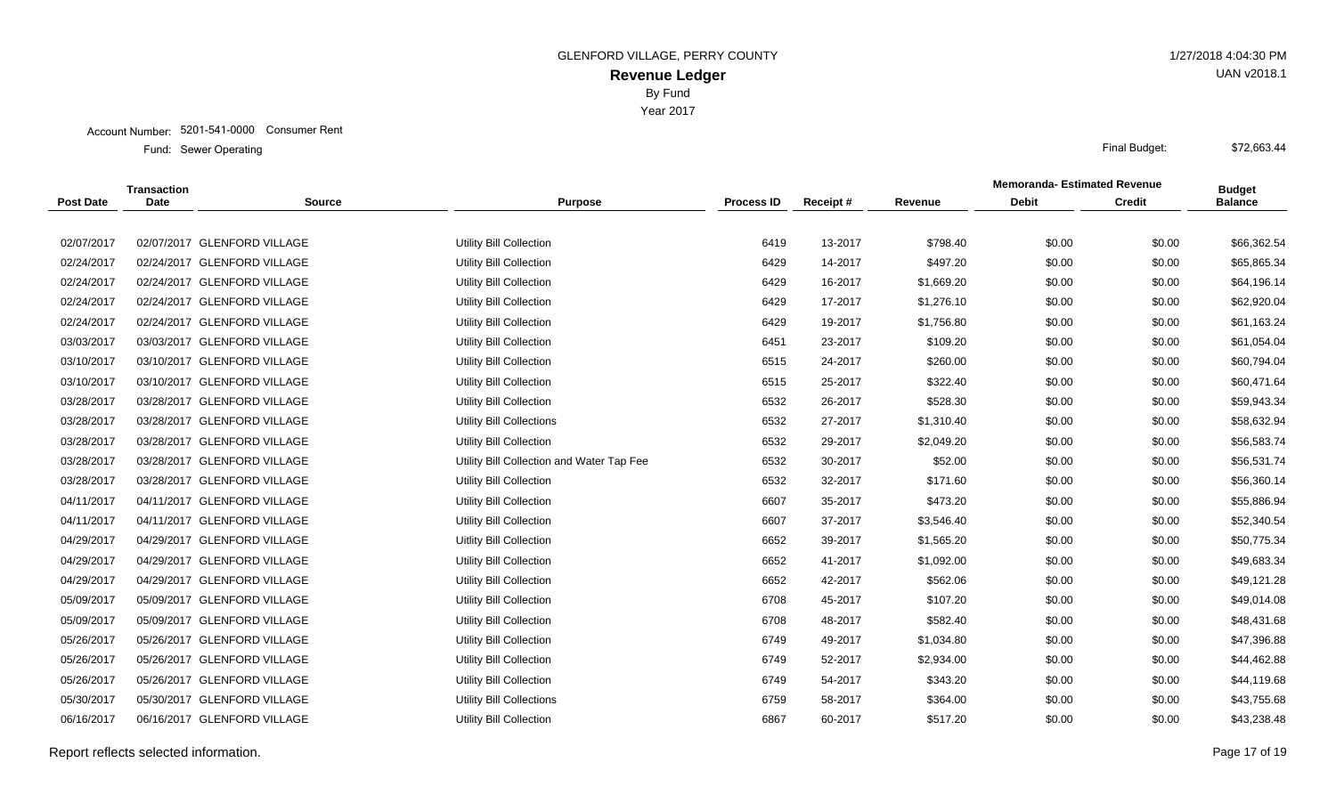GLENFORD VILLAGE, PERRY COUNTY

1/27/2018 4:04:30 PM

UAN v2018.1

# Revenue Ledger

By Fund

Year 2017

Account Number: 5201-541-0000 Consumer Rent

Fund: Sewer Operating

Final Budget: $72,663.44

| Post Date | Transaction Date | Source | Purpose | Process ID | Receipt # | Revenue | Memoranda- Estimated Revenue Debit | Memoranda- Estimated Revenue Credit | Budget Balance |
|---|---|---|---|---|---|---|---|---|---|
| 02/07/2017 | 02/07/2017 | GLENFORD VILLAGE | Utility Bill Collection | 6419 | 13-2017 | $798.40 | $0.00 | $0.00 | $66,362.54 |
| 02/24/2017 | 02/24/2017 | GLENFORD VILLAGE | Utility Bill Collection | 6429 | 14-2017 | $497.20 | $0.00 | $0.00 | $65,865.34 |
| 02/24/2017 | 02/24/2017 | GLENFORD VILLAGE | Utility Bill Collection | 6429 | 16-2017 | $1,669.20 | $0.00 | $0.00 | $64,196.14 |
| 02/24/2017 | 02/24/2017 | GLENFORD VILLAGE | Utility Bill Collection | 6429 | 17-2017 | $1,276.10 | $0.00 | $0.00 | $62,920.04 |
| 02/24/2017 | 02/24/2017 | GLENFORD VILLAGE | Utility Bill Collection | 6429 | 19-2017 | $1,756.80 | $0.00 | $0.00 | $61,163.24 |
| 03/03/2017 | 03/03/2017 | GLENFORD VILLAGE | Utility Bill Collection | 6451 | 23-2017 | $109.20 | $0.00 | $0.00 | $61,054.04 |
| 03/10/2017 | 03/10/2017 | GLENFORD VILLAGE | Utility Bill Collection | 6515 | 24-2017 | $260.00 | $0.00 | $0.00 | $60,794.04 |
| 03/10/2017 | 03/10/2017 | GLENFORD VILLAGE | Utility Bill Collection | 6515 | 25-2017 | $322.40 | $0.00 | $0.00 | $60,471.64 |
| 03/28/2017 | 03/28/2017 | GLENFORD VILLAGE | Utility Bill Collection | 6532 | 26-2017 | $528.30 | $0.00 | $0.00 | $59,943.34 |
| 03/28/2017 | 03/28/2017 | GLENFORD VILLAGE | Utility Bill Collections | 6532 | 27-2017 | $1,310.40 | $0.00 | $0.00 | $58,632.94 |
| 03/28/2017 | 03/28/2017 | GLENFORD VILLAGE | Utility Bill Collection | 6532 | 29-2017 | $2,049.20 | $0.00 | $0.00 | $56,583.74 |
| 03/28/2017 | 03/28/2017 | GLENFORD VILLAGE | Utility Bill Collection and Water Tap Fee | 6532 | 30-2017 | $52.00 | $0.00 | $0.00 | $56,531.74 |
| 03/28/2017 | 03/28/2017 | GLENFORD VILLAGE | Utility Bill Collection | 6532 | 32-2017 | $171.60 | $0.00 | $0.00 | $56,360.14 |
| 04/11/2017 | 04/11/2017 | GLENFORD VILLAGE | Utility Bill Collection | 6607 | 35-2017 | $473.20 | $0.00 | $0.00 | $55,886.94 |
| 04/11/2017 | 04/11/2017 | GLENFORD VILLAGE | Utility Bill Collection | 6607 | 37-2017 | $3,546.40 | $0.00 | $0.00 | $52,340.54 |
| 04/29/2017 | 04/29/2017 | GLENFORD VILLAGE | Uitlity Bill Collection | 6652 | 39-2017 | $1,565.20 | $0.00 | $0.00 | $50,775.34 |
| 04/29/2017 | 04/29/2017 | GLENFORD VILLAGE | Utility Bill Collection | 6652 | 41-2017 | $1,092.00 | $0.00 | $0.00 | $49,683.34 |
| 04/29/2017 | 04/29/2017 | GLENFORD VILLAGE | Utility Bill Collection | 6652 | 42-2017 | $562.06 | $0.00 | $0.00 | $49,121.28 |
| 05/09/2017 | 05/09/2017 | GLENFORD VILLAGE | Utility Bill Collection | 6708 | 45-2017 | $107.20 | $0.00 | $0.00 | $49,014.08 |
| 05/09/2017 | 05/09/2017 | GLENFORD VILLAGE | Utility Bill Collection | 6708 | 48-2017 | $582.40 | $0.00 | $0.00 | $48,431.68 |
| 05/26/2017 | 05/26/2017 | GLENFORD VILLAGE | Utility Bill Collection | 6749 | 49-2017 | $1,034.80 | $0.00 | $0.00 | $47,396.88 |
| 05/26/2017 | 05/26/2017 | GLENFORD VILLAGE | Utility Bill Collection | 6749 | 52-2017 | $2,934.00 | $0.00 | $0.00 | $44,462.88 |
| 05/26/2017 | 05/26/2017 | GLENFORD VILLAGE | Utility Bill Collection | 6749 | 54-2017 | $343.20 | $0.00 | $0.00 | $44,119.68 |
| 05/30/2017 | 05/30/2017 | GLENFORD VILLAGE | Utility Bill Collections | 6759 | 58-2017 | $364.00 | $0.00 | $0.00 | $43,755.68 |
| 06/16/2017 | 06/16/2017 | GLENFORD VILLAGE | Utility Bill Collection | 6867 | 60-2017 | $517.20 | $0.00 | $0.00 | $43,238.48 |

Report reflects selected information.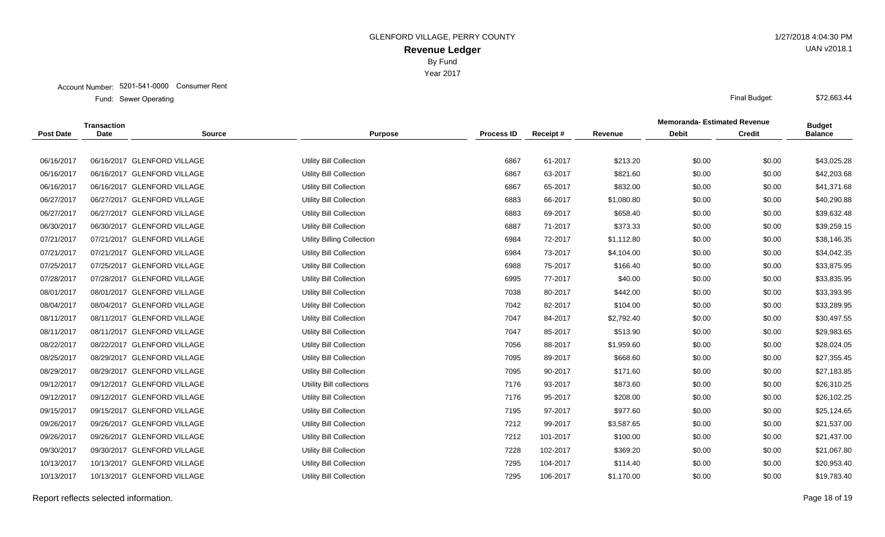GLENFORD VILLAGE, PERRY COUNTY

1/27/2018 4:04:30 PM

# Revenue Ledger

UAN v2018.1

By Fund

Year 2017

Account Number: 5201-541-0000 Consumer Rent

Fund: Sewer Operating

Final Budget: $72,663.44

| Post Date | Transaction Date | Source | Purpose | Process ID | Receipt # | Revenue | Memoranda- Estimated Revenue Debit | Memoranda- Estimated Revenue Credit | Budget Balance |
|---|---|---|---|---|---|---|---|---|---|
| 06/16/2017 | 06/16/2017 | GLENFORD VILLAGE | Utility Bill Collection | 6867 | 61-2017 | $213.20 | $0.00 | $0.00 | $43,025.28 |
| 06/16/2017 | 06/16/2017 | GLENFORD VILLAGE | Utility Bill Collection | 6867 | 63-2017 | $821.60 | $0.00 | $0.00 | $42,203.68 |
| 06/16/2017 | 06/16/2017 | GLENFORD VILLAGE | Utility Bill Collection | 6867 | 65-2017 | $832.00 | $0.00 | $0.00 | $41,371.68 |
| 06/27/2017 | 06/27/2017 | GLENFORD VILLAGE | Utility Bill Collection | 6883 | 66-2017 | $1,080.80 | $0.00 | $0.00 | $40,290.88 |
| 06/27/2017 | 06/27/2017 | GLENFORD VILLAGE | Utility Bill Collection | 6883 | 69-2017 | $658.40 | $0.00 | $0.00 | $39,632.48 |
| 06/30/2017 | 06/30/2017 | GLENFORD VILLAGE | Utility Bill Collection | 6887 | 71-2017 | $373.33 | $0.00 | $0.00 | $39,259.15 |
| 07/21/2017 | 07/21/2017 | GLENFORD VILLAGE | Utility Billing Collection | 6984 | 72-2017 | $1,112.80 | $0.00 | $0.00 | $38,146.35 |
| 07/21/2017 | 07/21/2017 | GLENFORD VILLAGE | Utility Bill Collection | 6984 | 73-2017 | $4,104.00 | $0.00 | $0.00 | $34,042.35 |
| 07/25/2017 | 07/25/2017 | GLENFORD VILLAGE | Utility Bill Collection | 6988 | 75-2017 | $166.40 | $0.00 | $0.00 | $33,875.95 |
| 07/28/2017 | 07/28/2017 | GLENFORD VILLAGE | Utility Bill Collection | 6995 | 77-2017 | $40.00 | $0.00 | $0.00 | $33,835.95 |
| 08/01/2017 | 08/01/2017 | GLENFORD VILLAGE | Utility Bill Collection | 7038 | 80-2017 | $442.00 | $0.00 | $0.00 | $33,393.95 |
| 08/04/2017 | 08/04/2017 | GLENFORD VILLAGE | Utility Bill Collection | 7042 | 82-2017 | $104.00 | $0.00 | $0.00 | $33,289.95 |
| 08/11/2017 | 08/11/2017 | GLENFORD VILLAGE | Utility Bill Collection | 7047 | 84-2017 | $2,792.40 | $0.00 | $0.00 | $30,497.55 |
| 08/11/2017 | 08/11/2017 | GLENFORD VILLAGE | Utility Bill Collection | 7047 | 85-2017 | $513.90 | $0.00 | $0.00 | $29,983.65 |
| 08/22/2017 | 08/22/2017 | GLENFORD VILLAGE | Utility Bill Collection | 7056 | 88-2017 | $1,959.60 | $0.00 | $0.00 | $28,024.05 |
| 08/25/2017 | 08/29/2017 | GLENFORD VILLAGE | Utility Bill Collection | 7095 | 89-2017 | $668.60 | $0.00 | $0.00 | $27,355.45 |
| 08/29/2017 | 08/29/2017 | GLENFORD VILLAGE | Utility Bill Collection | 7095 | 90-2017 | $171.60 | $0.00 | $0.00 | $27,183.85 |
| 09/12/2017 | 09/12/2017 | GLENFORD VILLAGE | Utiility Bill collections | 7176 | 93-2017 | $873.60 | $0.00 | $0.00 | $26,310.25 |
| 09/12/2017 | 09/12/2017 | GLENFORD VILLAGE | Utility Bill Collection | 7176 | 95-2017 | $208.00 | $0.00 | $0.00 | $26,102.25 |
| 09/15/2017 | 09/15/2017 | GLENFORD VILLAGE | Utility Bill Collection | 7195 | 97-2017 | $977.60 | $0.00 | $0.00 | $25,124.65 |
| 09/26/2017 | 09/26/2017 | GLENFORD VILLAGE | Utility Bill Collection | 7212 | 99-2017 | $3,587.65 | $0.00 | $0.00 | $21,537.00 |
| 09/26/2017 | 09/26/2017 | GLENFORD VILLAGE | Utility Bill Collection | 7212 | 101-2017 | $100.00 | $0.00 | $0.00 | $21,437.00 |
| 09/30/2017 | 09/30/2017 | GLENFORD VILLAGE | Utility Bill Collection | 7228 | 102-2017 | $369.20 | $0.00 | $0.00 | $21,067.80 |
| 10/13/2017 | 10/13/2017 | GLENFORD VILLAGE | Utility Bill Collection | 7295 | 104-2017 | $114.40 | $0.00 | $0.00 | $20,953.40 |
| 10/13/2017 | 10/13/2017 | GLENFORD VILLAGE | Utility Bill Collection | 7295 | 106-2017 | $1,170.00 | $0.00 | $0.00 | $19,783.40 |

Report reflects selected information.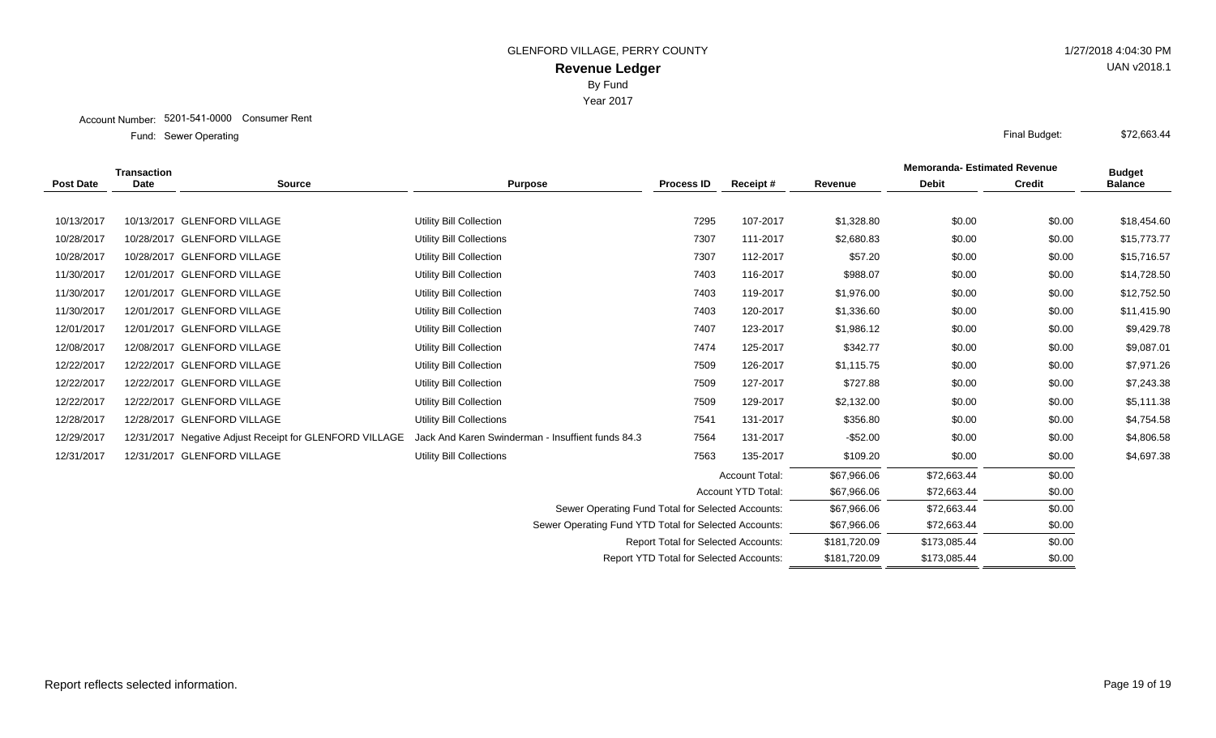GLENFORD VILLAGE, PERRY COUNTY

1/27/2018 4:04:30 PM

UAN v2018.1

# Revenue Ledger

By Fund

Year 2017

Account Number: 5201-541-0000 Consumer Rent

Fund: Sewer Operating

Final Budget: $72,663.44

| Post Date | Transaction Date | Source | Purpose | Process ID | Receipt # | Revenue | Memoranda- Estimated Revenue Debit | Memoranda- Estimated Revenue Credit | Budget Balance |
|---|---|---|---|---|---|---|---|---|---|
| 10/13/2017 | 10/13/2017 | GLENFORD VILLAGE | Utility Bill Collection | 7295 | 107-2017 | $1,328.80 | $0.00 | $0.00 | $18,454.60 |
| 10/28/2017 | 10/28/2017 | GLENFORD VILLAGE | Utility Bill Collections | 7307 | 111-2017 | $2,680.83 | $0.00 | $0.00 | $15,773.77 |
| 10/28/2017 | 10/28/2017 | GLENFORD VILLAGE | Utility Bill Collection | 7307 | 112-2017 | $57.20 | $0.00 | $0.00 | $15,716.57 |
| 11/30/2017 | 12/01/2017 | GLENFORD VILLAGE | Utility Bill Collection | 7403 | 116-2017 | $988.07 | $0.00 | $0.00 | $14,728.50 |
| 11/30/2017 | 12/01/2017 | GLENFORD VILLAGE | Utility Bill Collection | 7403 | 119-2017 | $1,976.00 | $0.00 | $0.00 | $12,752.50 |
| 11/30/2017 | 12/01/2017 | GLENFORD VILLAGE | Utility Bill Collection | 7403 | 120-2017 | $1,336.60 | $0.00 | $0.00 | $11,415.90 |
| 12/01/2017 | 12/01/2017 | GLENFORD VILLAGE | Utility Bill Collection | 7407 | 123-2017 | $1,986.12 | $0.00 | $0.00 | $9,429.78 |
| 12/08/2017 | 12/08/2017 | GLENFORD VILLAGE | Utility Bill Collection | 7474 | 125-2017 | $342.77 | $0.00 | $0.00 | $9,087.01 |
| 12/22/2017 | 12/22/2017 | GLENFORD VILLAGE | Utility Bill Collection | 7509 | 126-2017 | $1,115.75 | $0.00 | $0.00 | $7,971.26 |
| 12/22/2017 | 12/22/2017 | GLENFORD VILLAGE | Utility Bill Collection | 7509 | 127-2017 | $727.88 | $0.00 | $0.00 | $7,243.38 |
| 12/22/2017 | 12/22/2017 | GLENFORD VILLAGE | Utility Bill Collection | 7509 | 129-2017 | $2,132.00 | $0.00 | $0.00 | $5,111.38 |
| 12/28/2017 | 12/28/2017 | GLENFORD VILLAGE | Utility Bill Collections | 7541 | 131-2017 | $356.80 | $0.00 | $0.00 | $4,754.58 |
| 12/29/2017 | 12/31/2017 | Negative Adjust Receipt for GLENFORD VILLAGE | Jack And Karen Swinderman - Insuffient funds 84.3 | 7564 | 131-2017 | -$52.00 | $0.00 | $0.00 | $4,806.58 |
| 12/31/2017 | 12/31/2017 | GLENFORD VILLAGE | Utility Bill Collections | 7563 | 135-2017 | $109.20 | $0.00 | $0.00 | $4,697.38 |
| | | | | | Account Total: | $67,966.06 | $72,663.44 | $0.00 | |
| | | | | | Account YTD Total: | $67,966.06 | $72,663.44 | $0.00 | |
| | | | Sewer Operating Fund Total for Selected Accounts: | | | $67,966.06 | $72,663.44 | $0.00 | |
| | | | Sewer Operating Fund YTD Total for Selected Accounts: | | | $67,966.06 | $72,663.44 | $0.00 | |
| | | | Report Total for Selected Accounts: | | | $181,720.09 | $173,085.44 | $0.00 | |
| | | | Report YTD Total for Selected Accounts: | | | $181,720.09 | $173,085.44 | $0.00 | |

Report reflects selected information.